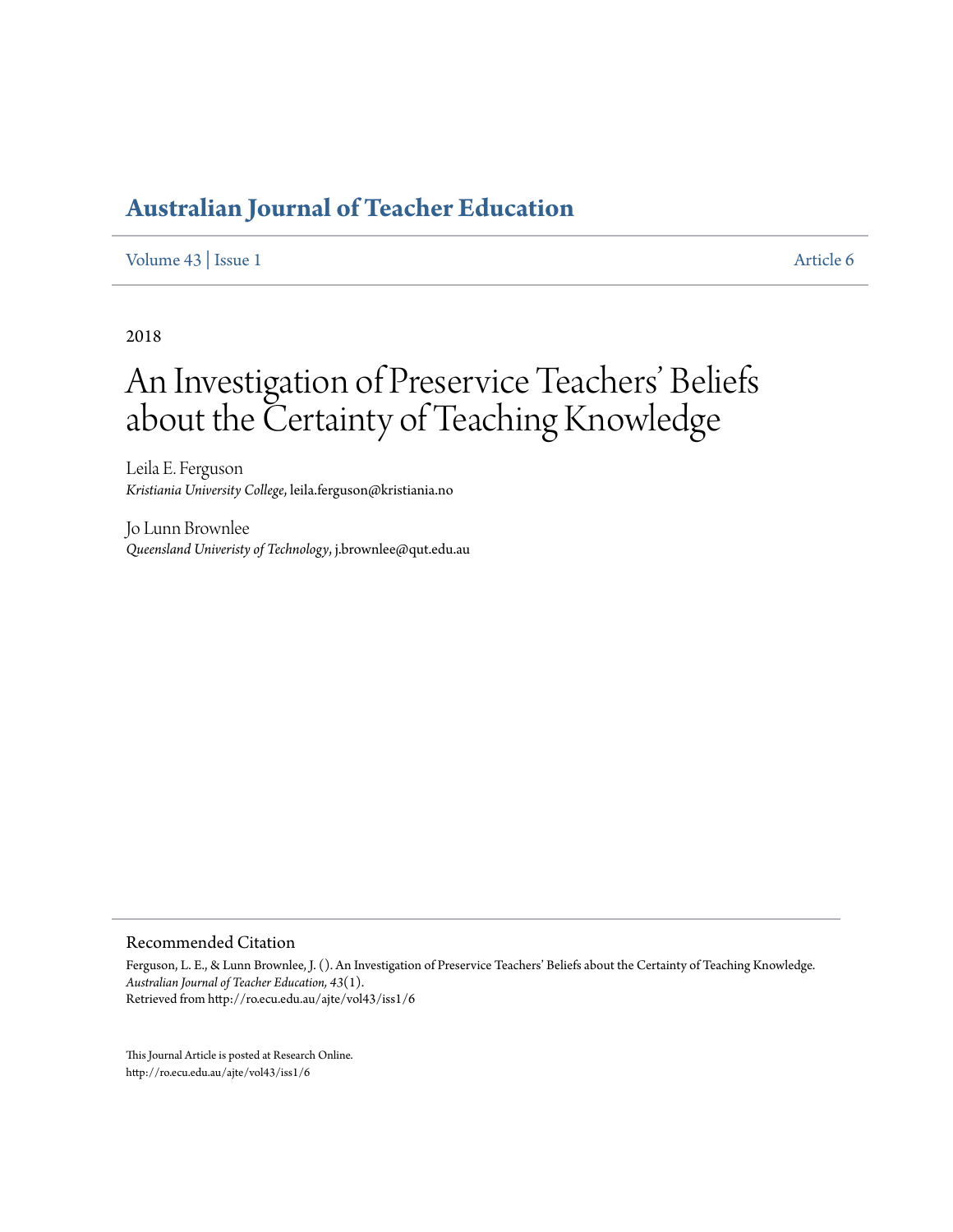# Australian Journal of Teacher Education

Volume 43 | Issue 1 Article 6

2018

# An Investigation of Preservice Teachers' Beliefs about the Certainty of Teaching Knowledge

Leila E. Ferguson
*Kristiania University College*, leila.ferguson@kristiania.no

Jo Lunn Brownlee
*Queensland Univeristy of Technology*, j.brownlee@qut.edu.au

## Recommended Citation

Ferguson, L. E., & Lunn Brownlee, J. (). An Investigation of Preservice Teachers' Beliefs about the Certainty of Teaching Knowledge. *Australian Journal of Teacher Education, 43*(1).
Retrieved from http://ro.ecu.edu.au/ajte/vol43/iss1/6

This Journal Article is posted at Research Online.
http://ro.ecu.edu.au/ajte/vol43/iss1/6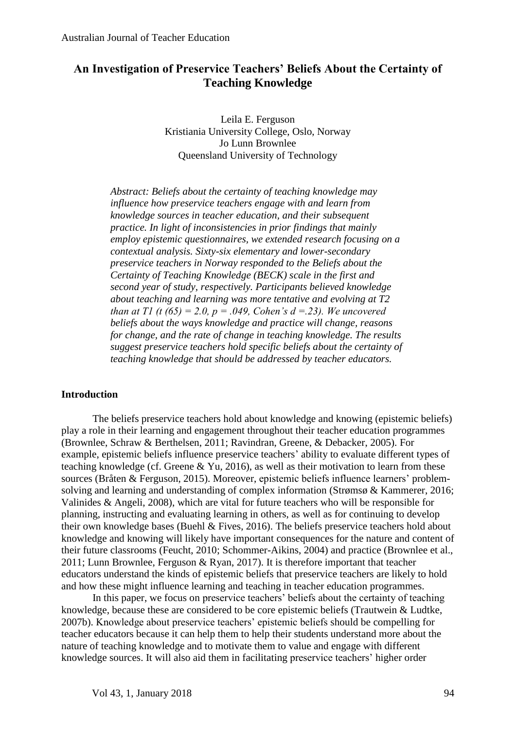# An Investigation of Preservice Teachers' Beliefs About the Certainty of Teaching Knowledge

Leila E. Ferguson
Kristiania University College, Oslo, Norway
Jo Lunn Brownlee
Queensland University of Technology

*Abstract: Beliefs about the certainty of teaching knowledge may influence how preservice teachers engage with and learn from knowledge sources in teacher education, and their subsequent practice. In light of inconsistencies in prior findings that mainly employ epistemic questionnaires, we extended research focusing on a contextual analysis. Sixty-six elementary and lower-secondary preservice teachers in Norway responded to the Beliefs about the Certainty of Teaching Knowledge (BECK) scale in the first and second year of study, respectively. Participants believed knowledge about teaching and learning was more tentative and evolving at T2 than at T1 (t (65) = 2.0, p = .049, Cohen's d =.23). We uncovered beliefs about the ways knowledge and practice will change, reasons for change, and the rate of change in teaching knowledge. The results suggest preservice teachers hold specific beliefs about the certainty of teaching knowledge that should be addressed by teacher educators.*

## Introduction

The beliefs preservice teachers hold about knowledge and knowing (epistemic beliefs) play a role in their learning and engagement throughout their teacher education programmes (Brownlee, Schraw & Berthelsen, 2011; Ravindran, Greene, & Debacker, 2005). For example, epistemic beliefs influence preservice teachers' ability to evaluate different types of teaching knowledge (cf. Greene & Yu, 2016), as well as their motivation to learn from these sources (Bråten & Ferguson, 2015). Moreover, epistemic beliefs influence learners' problem-solving and learning and understanding of complex information (Strømsø & Kammerer, 2016; Valinides & Angeli, 2008), which are vital for future teachers who will be responsible for planning, instructing and evaluating learning in others, as well as for continuing to develop their own knowledge bases (Buehl & Fives, 2016). The beliefs preservice teachers hold about knowledge and knowing will likely have important consequences for the nature and content of their future classrooms (Feucht, 2010; Schommer-Aikins, 2004) and practice (Brownlee et al., 2011; Lunn Brownlee, Ferguson & Ryan, 2017). It is therefore important that teacher educators understand the kinds of epistemic beliefs that preservice teachers are likely to hold and how these might influence learning and teaching in teacher education programmes.

In this paper, we focus on preservice teachers' beliefs about the certainty of teaching knowledge, because these are considered to be core epistemic beliefs (Trautwein & Ludtke, 2007b). Knowledge about preservice teachers' epistemic beliefs should be compelling for teacher educators because it can help them to help their students understand more about the nature of teaching knowledge and to motivate them to value and engage with different knowledge sources. It will also aid them in facilitating preservice teachers' higher order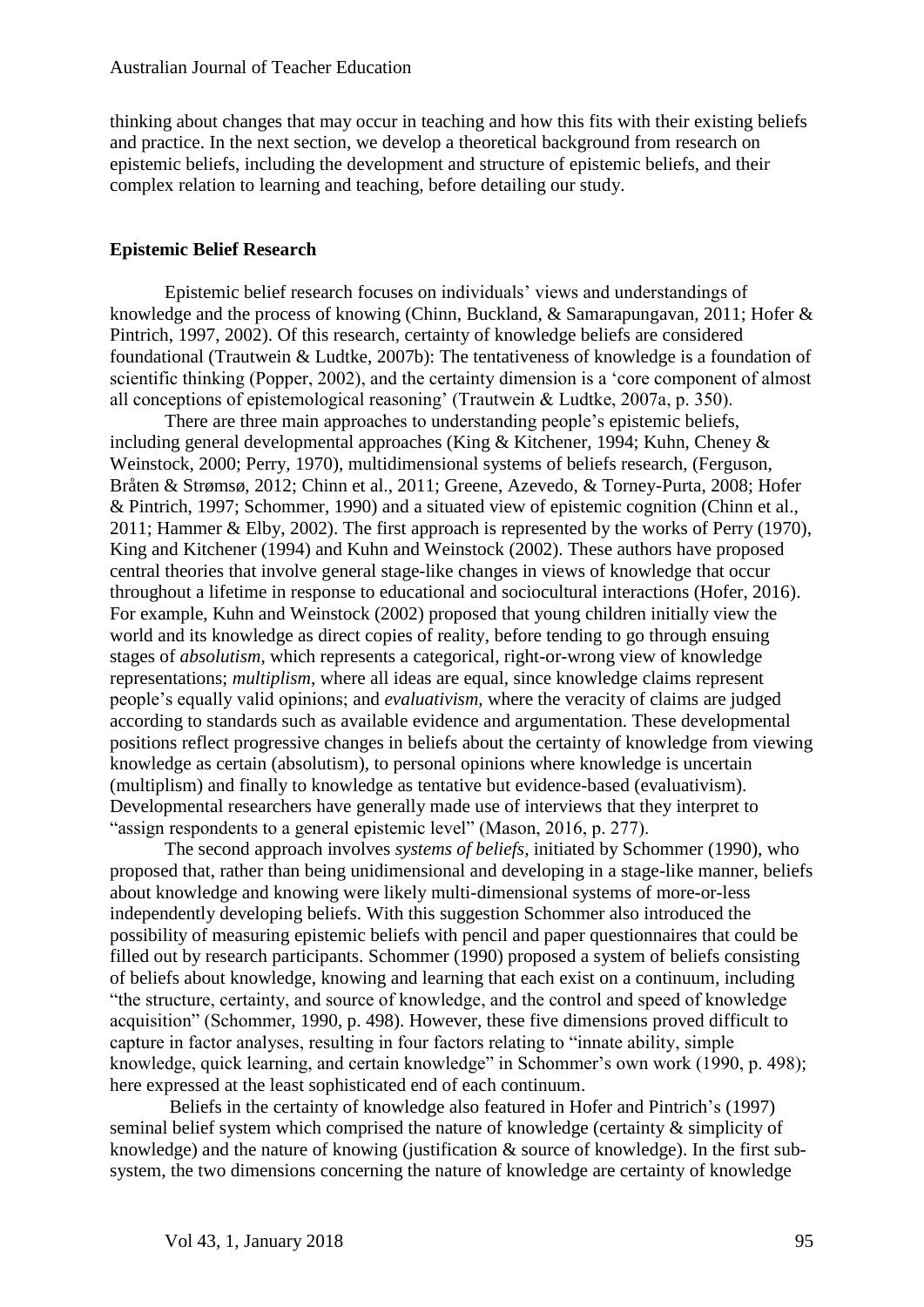thinking about changes that may occur in teaching and how this fits with their existing beliefs and practice. In the next section, we develop a theoretical background from research on epistemic beliefs, including the development and structure of epistemic beliefs, and their complex relation to learning and teaching, before detailing our study.

## Epistemic Belief Research

Epistemic belief research focuses on individuals' views and understandings of knowledge and the process of knowing (Chinn, Buckland, & Samarapungavan, 2011; Hofer & Pintrich, 1997, 2002). Of this research, certainty of knowledge beliefs are considered foundational (Trautwein & Ludtke, 2007b): The tentativeness of knowledge is a foundation of scientific thinking (Popper, 2002), and the certainty dimension is a 'core component of almost all conceptions of epistemological reasoning' (Trautwein & Ludtke, 2007a, p. 350).

There are three main approaches to understanding people's epistemic beliefs, including general developmental approaches (King & Kitchener, 1994; Kuhn, Cheney & Weinstock, 2000; Perry, 1970), multidimensional systems of beliefs research, (Ferguson, Bråten & Strømsø, 2012; Chinn et al., 2011; Greene, Azevedo, & Torney-Purta, 2008; Hofer & Pintrich, 1997; Schommer, 1990) and a situated view of epistemic cognition (Chinn et al., 2011; Hammer & Elby, 2002). The first approach is represented by the works of Perry (1970), King and Kitchener (1994) and Kuhn and Weinstock (2002). These authors have proposed central theories that involve general stage-like changes in views of knowledge that occur throughout a lifetime in response to educational and sociocultural interactions (Hofer, 2016). For example, Kuhn and Weinstock (2002) proposed that young children initially view the world and its knowledge as direct copies of reality, before tending to go through ensuing stages of *absolutism*, which represents a categorical, right-or-wrong view of knowledge representations; *multiplism*, where all ideas are equal, since knowledge claims represent people's equally valid opinions; and *evaluativism,* where the veracity of claims are judged according to standards such as available evidence and argumentation. These developmental positions reflect progressive changes in beliefs about the certainty of knowledge from viewing knowledge as certain (absolutism), to personal opinions where knowledge is uncertain (multiplism) and finally to knowledge as tentative but evidence-based (evaluativism). Developmental researchers have generally made use of interviews that they interpret to "assign respondents to a general epistemic level" (Mason, 2016, p. 277).

The second approach involves *systems of beliefs*, initiated by Schommer (1990), who proposed that, rather than being unidimensional and developing in a stage-like manner, beliefs about knowledge and knowing were likely multi-dimensional systems of more-or-less independently developing beliefs. With this suggestion Schommer also introduced the possibility of measuring epistemic beliefs with pencil and paper questionnaires that could be filled out by research participants. Schommer (1990) proposed a system of beliefs consisting of beliefs about knowledge, knowing and learning that each exist on a continuum, including "the structure, certainty, and source of knowledge, and the control and speed of knowledge acquisition" (Schommer, 1990, p. 498). However, these five dimensions proved difficult to capture in factor analyses, resulting in four factors relating to "innate ability, simple knowledge, quick learning, and certain knowledge" in Schommer's own work (1990, p. 498); here expressed at the least sophisticated end of each continuum.

Beliefs in the certainty of knowledge also featured in Hofer and Pintrich's (1997) seminal belief system which comprised the nature of knowledge (certainty & simplicity of knowledge) and the nature of knowing (justification & source of knowledge). In the first sub-system, the two dimensions concerning the nature of knowledge are certainty of knowledge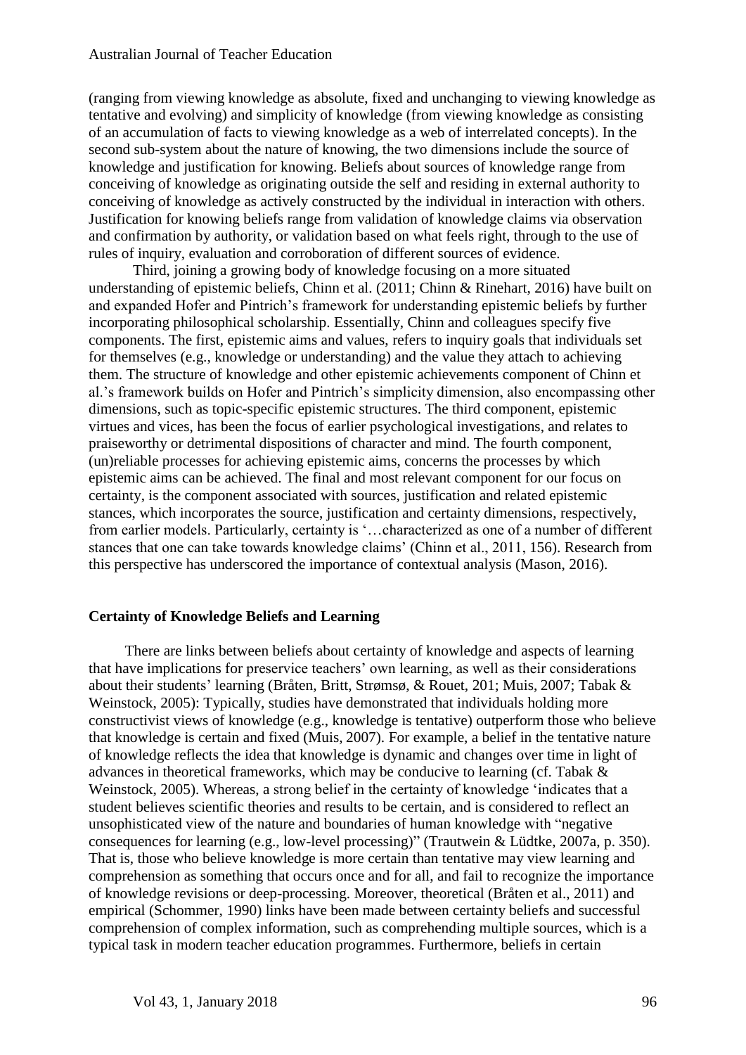(ranging from viewing knowledge as absolute, fixed and unchanging to viewing knowledge as tentative and evolving) and simplicity of knowledge (from viewing knowledge as consisting of an accumulation of facts to viewing knowledge as a web of interrelated concepts). In the second sub-system about the nature of knowing, the two dimensions include the source of knowledge and justification for knowing. Beliefs about sources of knowledge range from conceiving of knowledge as originating outside the self and residing in external authority to conceiving of knowledge as actively constructed by the individual in interaction with others. Justification for knowing beliefs range from validation of knowledge claims via observation and confirmation by authority, or validation based on what feels right, through to the use of rules of inquiry, evaluation and corroboration of different sources of evidence.

Third, joining a growing body of knowledge focusing on a more situated understanding of epistemic beliefs, Chinn et al. (2011; Chinn & Rinehart, 2016) have built on and expanded Hofer and Pintrich's framework for understanding epistemic beliefs by further incorporating philosophical scholarship. Essentially, Chinn and colleagues specify five components. The first, epistemic aims and values, refers to inquiry goals that individuals set for themselves (e.g., knowledge or understanding) and the value they attach to achieving them. The structure of knowledge and other epistemic achievements component of Chinn et al.'s framework builds on Hofer and Pintrich's simplicity dimension, also encompassing other dimensions, such as topic-specific epistemic structures. The third component, epistemic virtues and vices, has been the focus of earlier psychological investigations, and relates to praiseworthy or detrimental dispositions of character and mind. The fourth component, (un)reliable processes for achieving epistemic aims, concerns the processes by which epistemic aims can be achieved. The final and most relevant component for our focus on certainty, is the component associated with sources, justification and related epistemic stances, which incorporates the source, justification and certainty dimensions, respectively, from earlier models. Particularly, certainty is '…characterized as one of a number of different stances that one can take towards knowledge claims' (Chinn et al., 2011, 156). Research from this perspective has underscored the importance of contextual analysis (Mason, 2016).

## Certainty of Knowledge Beliefs and Learning

There are links between beliefs about certainty of knowledge and aspects of learning that have implications for preservice teachers' own learning, as well as their considerations about their students' learning (Bråten, Britt, Strømsø, & Rouet, 201; Muis, 2007; Tabak & Weinstock, 2005): Typically, studies have demonstrated that individuals holding more constructivist views of knowledge (e.g., knowledge is tentative) outperform those who believe that knowledge is certain and fixed (Muis, 2007). For example, a belief in the tentative nature of knowledge reflects the idea that knowledge is dynamic and changes over time in light of advances in theoretical frameworks, which may be conducive to learning (cf. Tabak & Weinstock, 2005). Whereas, a strong belief in the certainty of knowledge 'indicates that a student believes scientific theories and results to be certain, and is considered to reflect an unsophisticated view of the nature and boundaries of human knowledge with "negative consequences for learning (e.g., low-level processing)" (Trautwein & Lüdtke, 2007a, p. 350). That is, those who believe knowledge is more certain than tentative may view learning and comprehension as something that occurs once and for all, and fail to recognize the importance of knowledge revisions or deep-processing. Moreover, theoretical (Bråten et al., 2011) and empirical (Schommer, 1990) links have been made between certainty beliefs and successful comprehension of complex information, such as comprehending multiple sources, which is a typical task in modern teacher education programmes. Furthermore, beliefs in certain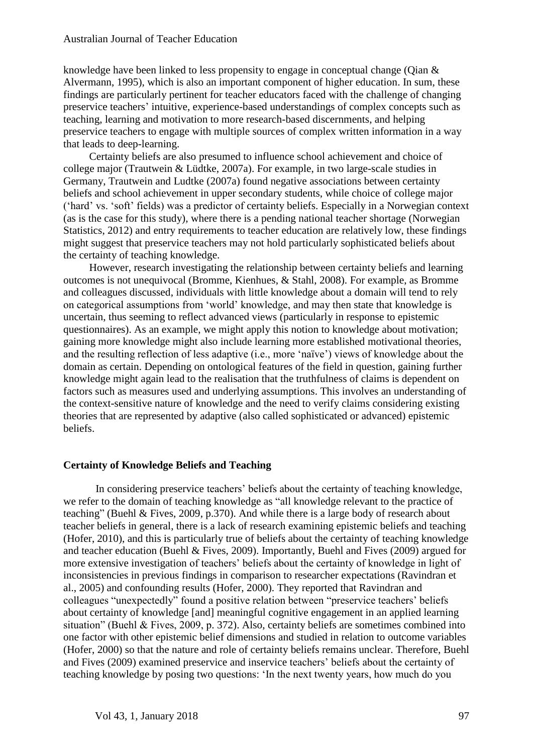knowledge have been linked to less propensity to engage in conceptual change (Qian & Alvermann, 1995), which is also an important component of higher education. In sum, these findings are particularly pertinent for teacher educators faced with the challenge of changing preservice teachers' intuitive, experience-based understandings of complex concepts such as teaching, learning and motivation to more research-based discernments, and helping preservice teachers to engage with multiple sources of complex written information in a way that leads to deep-learning.

Certainty beliefs are also presumed to influence school achievement and choice of college major (Trautwein & Lüdtke, 2007a). For example, in two large-scale studies in Germany, Trautwein and Ludtke (2007a) found negative associations between certainty beliefs and school achievement in upper secondary students, while choice of college major ('hard' vs. 'soft' fields) was a predictor of certainty beliefs. Especially in a Norwegian context (as is the case for this study), where there is a pending national teacher shortage (Norwegian Statistics, 2012) and entry requirements to teacher education are relatively low, these findings might suggest that preservice teachers may not hold particularly sophisticated beliefs about the certainty of teaching knowledge.

However, research investigating the relationship between certainty beliefs and learning outcomes is not unequivocal (Bromme, Kienhues, & Stahl, 2008). For example, as Bromme and colleagues discussed, individuals with little knowledge about a domain will tend to rely on categorical assumptions from 'world' knowledge, and may then state that knowledge is uncertain, thus seeming to reflect advanced views (particularly in response to epistemic questionnaires). As an example, we might apply this notion to knowledge about motivation; gaining more knowledge might also include learning more established motivational theories, and the resulting reflection of less adaptive (i.e., more 'naïve') views of knowledge about the domain as certain. Depending on ontological features of the field in question, gaining further knowledge might again lead to the realisation that the truthfulness of claims is dependent on factors such as measures used and underlying assumptions. This involves an understanding of the context-sensitive nature of knowledge and the need to verify claims considering existing theories that are represented by adaptive (also called sophisticated or advanced) epistemic beliefs.

### Certainty of Knowledge Beliefs and Teaching

In considering preservice teachers' beliefs about the certainty of teaching knowledge, we refer to the domain of teaching knowledge as "all knowledge relevant to the practice of teaching" (Buehl & Fives, 2009, p.370). And while there is a large body of research about teacher beliefs in general, there is a lack of research examining epistemic beliefs and teaching (Hofer, 2010), and this is particularly true of beliefs about the certainty of teaching knowledge and teacher education (Buehl & Fives, 2009). Importantly, Buehl and Fives (2009) argued for more extensive investigation of teachers' beliefs about the certainty of knowledge in light of inconsistencies in previous findings in comparison to researcher expectations (Ravindran et al., 2005) and confounding results (Hofer, 2000). They reported that Ravindran and colleagues "unexpectedly" found a positive relation between "preservice teachers' beliefs about certainty of knowledge [and] meaningful cognitive engagement in an applied learning situation" (Buehl & Fives, 2009, p. 372). Also, certainty beliefs are sometimes combined into one factor with other epistemic belief dimensions and studied in relation to outcome variables (Hofer, 2000) so that the nature and role of certainty beliefs remains unclear. Therefore, Buehl and Fives (2009) examined preservice and inservice teachers' beliefs about the certainty of teaching knowledge by posing two questions: 'In the next twenty years, how much do you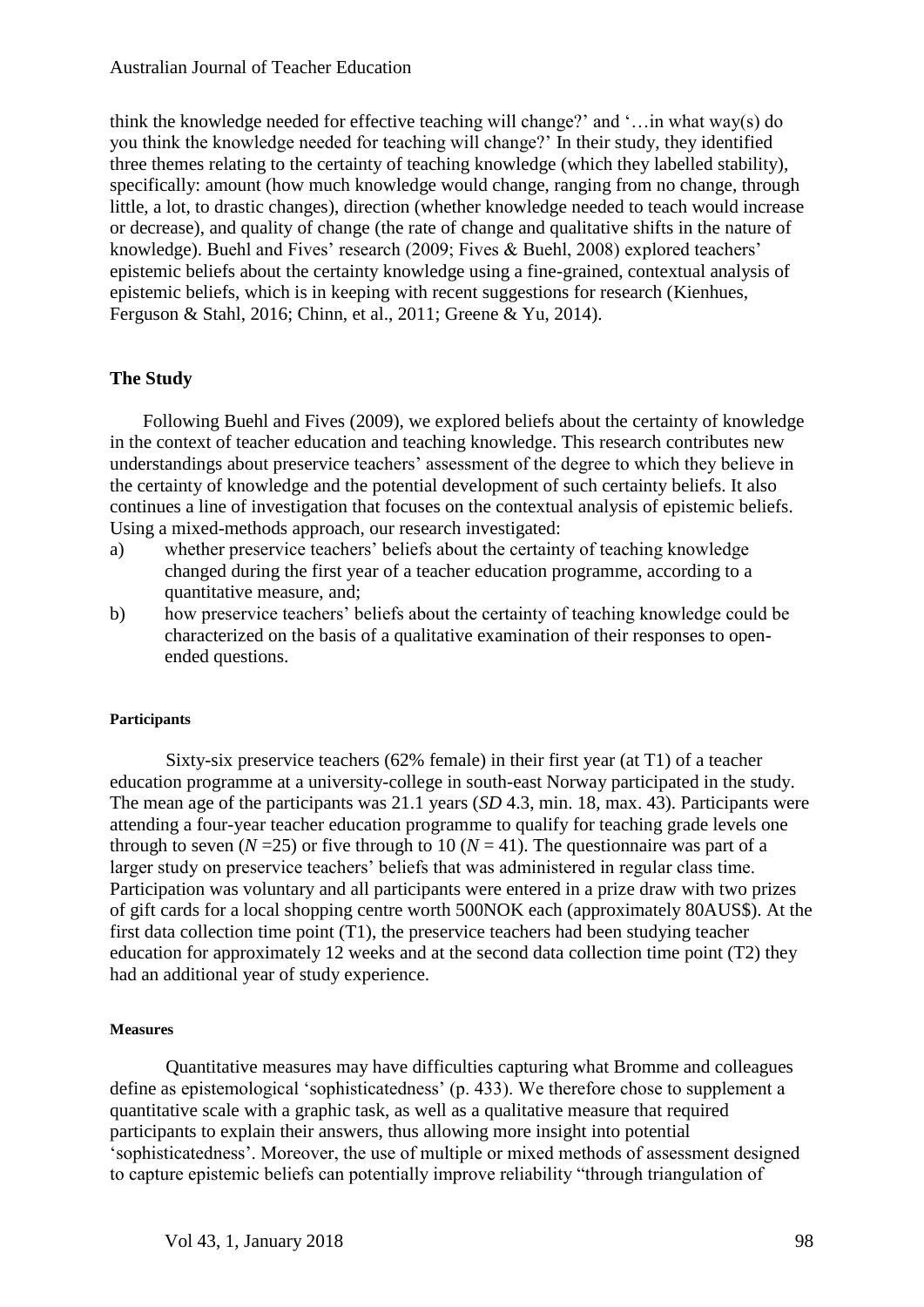think the knowledge needed for effective teaching will change?' and '…in what way(s) do you think the knowledge needed for teaching will change?' In their study, they identified three themes relating to the certainty of teaching knowledge (which they labelled stability), specifically: amount (how much knowledge would change, ranging from no change, through little, a lot, to drastic changes), direction (whether knowledge needed to teach would increase or decrease), and quality of change (the rate of change and qualitative shifts in the nature of knowledge). Buehl and Fives' research (2009; Fives & Buehl, 2008) explored teachers' epistemic beliefs about the certainty knowledge using a fine-grained, contextual analysis of epistemic beliefs, which is in keeping with recent suggestions for research (Kienhues, Ferguson & Stahl, 2016; Chinn, et al., 2011; Greene & Yu, 2014).

## The Study

Following Buehl and Fives (2009), we explored beliefs about the certainty of knowledge in the context of teacher education and teaching knowledge. This research contributes new understandings about preservice teachers' assessment of the degree to which they believe in the certainty of knowledge and the potential development of such certainty beliefs. It also continues a line of investigation that focuses on the contextual analysis of epistemic beliefs. Using a mixed-methods approach, our research investigated:

a) whether preservice teachers' beliefs about the certainty of teaching knowledge changed during the first year of a teacher education programme, according to a quantitative measure, and;
b) how preservice teachers' beliefs about the certainty of teaching knowledge could be characterized on the basis of a qualitative examination of their responses to open-ended questions.

#### Participants

Sixty-six preservice teachers (62% female) in their first year (at T1) of a teacher education programme at a university-college in south-east Norway participated in the study. The mean age of the participants was 21.1 years (*SD* 4.3, min. 18, max. 43). Participants were attending a four-year teacher education programme to qualify for teaching grade levels one through to seven ($N$ =25) or five through to 10 ($N$ = 41). The questionnaire was part of a larger study on preservice teachers' beliefs that was administered in regular class time. Participation was voluntary and all participants were entered in a prize draw with two prizes of gift cards for a local shopping centre worth 500NOK each (approximately 80AUS$). At the first data collection time point (T1), the preservice teachers had been studying teacher education for approximately 12 weeks and at the second data collection time point (T2) they had an additional year of study experience.

#### Measures

Quantitative measures may have difficulties capturing what Bromme and colleagues define as epistemological 'sophisticatedness' (p. 433). We therefore chose to supplement a quantitative scale with a graphic task, as well as a qualitative measure that required participants to explain their answers, thus allowing more insight into potential 'sophisticatedness'. Moreover, the use of multiple or mixed methods of assessment designed to capture epistemic beliefs can potentially improve reliability "through triangulation of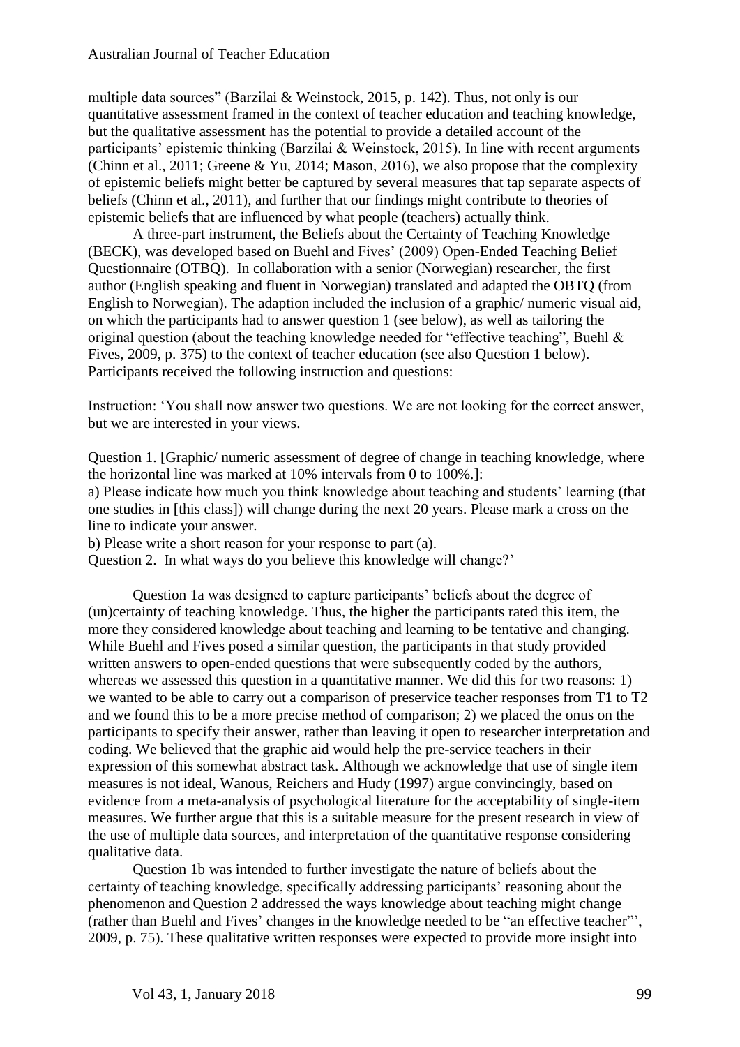multiple data sources" (Barzilai & Weinstock, 2015, p. 142). Thus, not only is our quantitative assessment framed in the context of teacher education and teaching knowledge, but the qualitative assessment has the potential to provide a detailed account of the participants' epistemic thinking (Barzilai & Weinstock, 2015). In line with recent arguments (Chinn et al., 2011; Greene & Yu, 2014; Mason, 2016), we also propose that the complexity of epistemic beliefs might better be captured by several measures that tap separate aspects of beliefs (Chinn et al., 2011), and further that our findings might contribute to theories of epistemic beliefs that are influenced by what people (teachers) actually think.

A three-part instrument, the Beliefs about the Certainty of Teaching Knowledge (BECK), was developed based on Buehl and Fives' (2009) Open-Ended Teaching Belief Questionnaire (OTBQ). In collaboration with a senior (Norwegian) researcher, the first author (English speaking and fluent in Norwegian) translated and adapted the OBTQ (from English to Norwegian). The adaption included the inclusion of a graphic/ numeric visual aid, on which the participants had to answer question 1 (see below), as well as tailoring the original question (about the teaching knowledge needed for "effective teaching", Buehl & Fives, 2009, p. 375) to the context of teacher education (see also Question 1 below). Participants received the following instruction and questions:

Instruction: 'You shall now answer two questions. We are not looking for the correct answer, but we are interested in your views.

Question 1. [Graphic/ numeric assessment of degree of change in teaching knowledge, where the horizontal line was marked at 10% intervals from 0 to 100%.]:
a) Please indicate how much you think knowledge about teaching and students' learning (that one studies in [this class]) will change during the next 20 years. Please mark a cross on the line to indicate your answer.
b) Please write a short reason for your response to part (a).
Question 2. In what ways do you believe this knowledge will change?'

Question 1a was designed to capture participants' beliefs about the degree of (un)certainty of teaching knowledge. Thus, the higher the participants rated this item, the more they considered knowledge about teaching and learning to be tentative and changing. While Buehl and Fives posed a similar question, the participants in that study provided written answers to open-ended questions that were subsequently coded by the authors, whereas we assessed this question in a quantitative manner. We did this for two reasons: 1) we wanted to be able to carry out a comparison of preservice teacher responses from T1 to T2 and we found this to be a more precise method of comparison; 2) we placed the onus on the participants to specify their answer, rather than leaving it open to researcher interpretation and coding. We believed that the graphic aid would help the pre-service teachers in their expression of this somewhat abstract task. Although we acknowledge that use of single item measures is not ideal, Wanous, Reichers and Hudy (1997) argue convincingly, based on evidence from a meta-analysis of psychological literature for the acceptability of single-item measures. We further argue that this is a suitable measure for the present research in view of the use of multiple data sources, and interpretation of the quantitative response considering qualitative data.

Question 1b was intended to further investigate the nature of beliefs about the certainty of teaching knowledge, specifically addressing participants' reasoning about the phenomenon and Question 2 addressed the ways knowledge about teaching might change (rather than Buehl and Fives' changes in the knowledge needed to be "an effective teacher"', 2009, p. 75). These qualitative written responses were expected to provide more insight into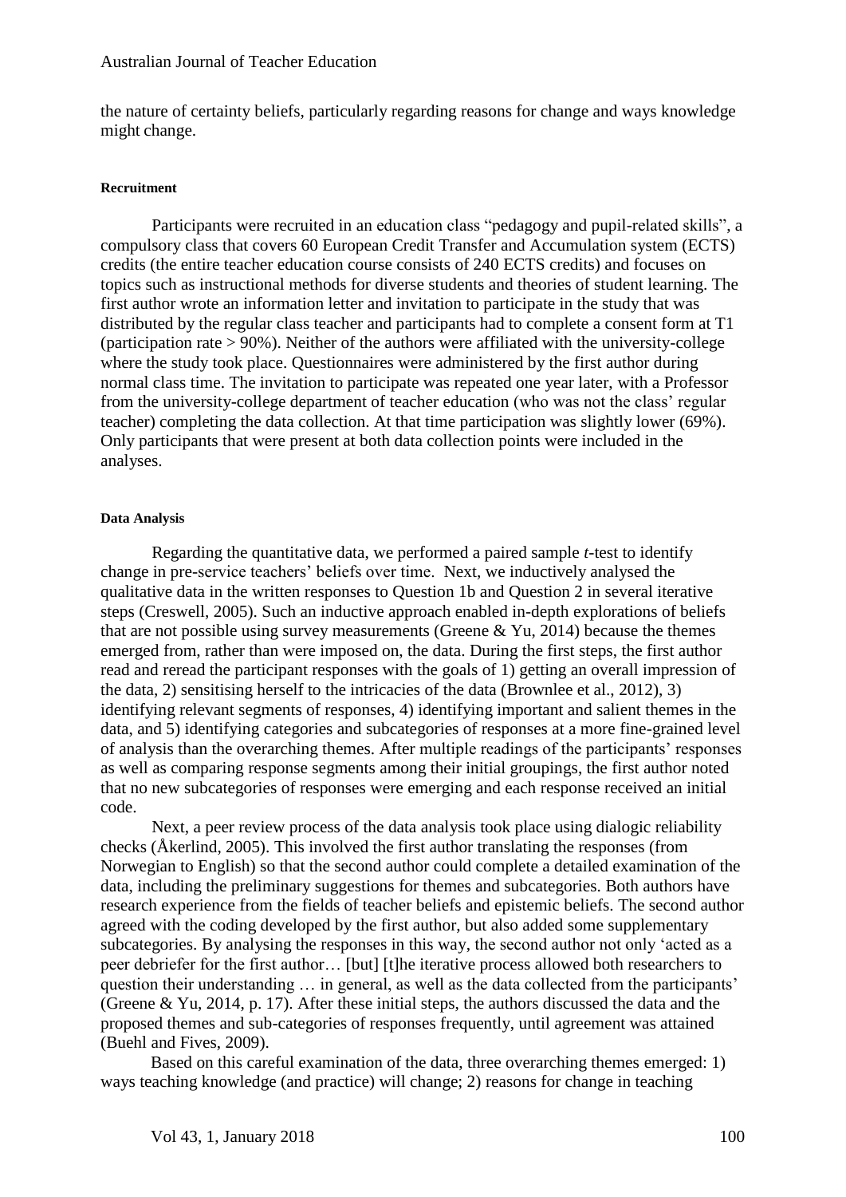the nature of certainty beliefs, particularly regarding reasons for change and ways knowledge might change.

#### Recruitment

Participants were recruited in an education class "pedagogy and pupil-related skills", a compulsory class that covers 60 European Credit Transfer and Accumulation system (ECTS) credits (the entire teacher education course consists of 240 ECTS credits) and focuses on topics such as instructional methods for diverse students and theories of student learning. The first author wrote an information letter and invitation to participate in the study that was distributed by the regular class teacher and participants had to complete a consent form at T1 (participation rate > 90%). Neither of the authors were affiliated with the university-college where the study took place. Questionnaires were administered by the first author during normal class time. The invitation to participate was repeated one year later, with a Professor from the university-college department of teacher education (who was not the class' regular teacher) completing the data collection. At that time participation was slightly lower (69%). Only participants that were present at both data collection points were included in the analyses.

#### Data Analysis

Regarding the quantitative data, we performed a paired sample *t*-test to identify change in pre-service teachers' beliefs over time. Next, we inductively analysed the qualitative data in the written responses to Question 1b and Question 2 in several iterative steps (Creswell, 2005). Such an inductive approach enabled in-depth explorations of beliefs that are not possible using survey measurements (Greene & Yu, 2014) because the themes emerged from, rather than were imposed on, the data. During the first steps, the first author read and reread the participant responses with the goals of 1) getting an overall impression of the data, 2) sensitising herself to the intricacies of the data (Brownlee et al., 2012), 3) identifying relevant segments of responses, 4) identifying important and salient themes in the data, and 5) identifying categories and subcategories of responses at a more fine-grained level of analysis than the overarching themes. After multiple readings of the participants' responses as well as comparing response segments among their initial groupings, the first author noted that no new subcategories of responses were emerging and each response received an initial code.

Next, a peer review process of the data analysis took place using dialogic reliability checks (Åkerlind, 2005). This involved the first author translating the responses (from Norwegian to English) so that the second author could complete a detailed examination of the data, including the preliminary suggestions for themes and subcategories. Both authors have research experience from the fields of teacher beliefs and epistemic beliefs. The second author agreed with the coding developed by the first author, but also added some supplementary subcategories. By analysing the responses in this way, the second author not only 'acted as a peer debriefer for the first author… [but] [t]he iterative process allowed both researchers to question their understanding … in general, as well as the data collected from the participants' (Greene & Yu, 2014, p. 17). After these initial steps, the authors discussed the data and the proposed themes and sub-categories of responses frequently, until agreement was attained (Buehl and Fives, 2009).

Based on this careful examination of the data, three overarching themes emerged: 1) ways teaching knowledge (and practice) will change; 2) reasons for change in teaching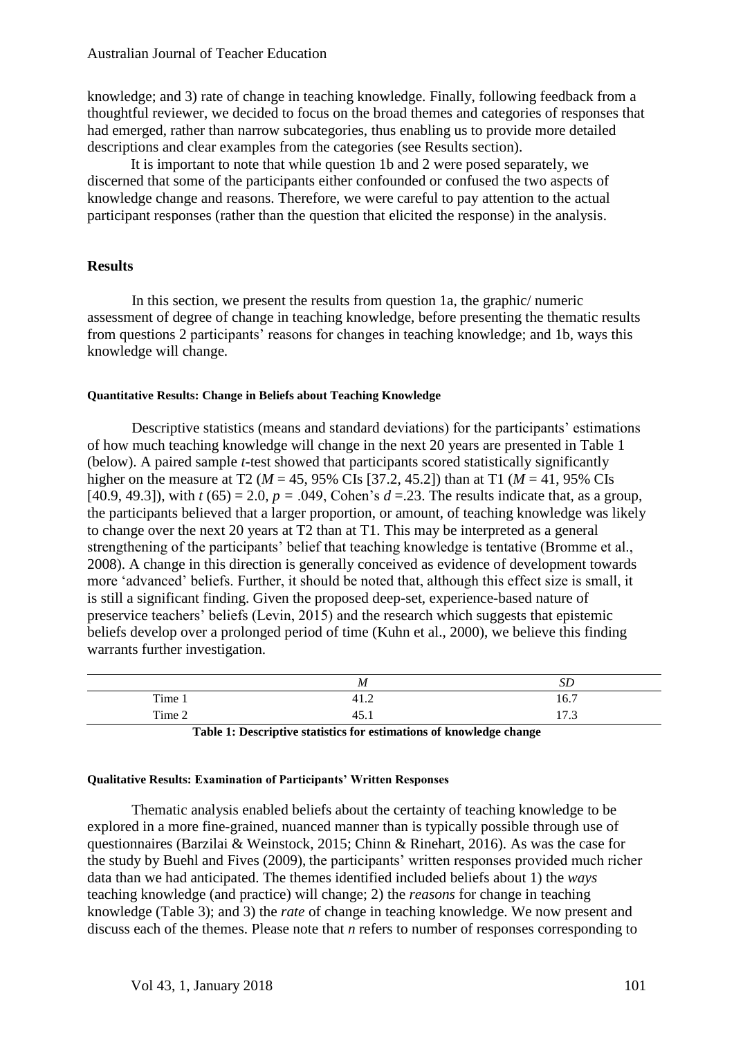knowledge; and 3) rate of change in teaching knowledge. Finally, following feedback from a thoughtful reviewer, we decided to focus on the broad themes and categories of responses that had emerged, rather than narrow subcategories, thus enabling us to provide more detailed descriptions and clear examples from the categories (see Results section).

It is important to note that while question 1b and 2 were posed separately, we discerned that some of the participants either confounded or confused the two aspects of knowledge change and reasons. Therefore, we were careful to pay attention to the actual participant responses (rather than the question that elicited the response) in the analysis.

## Results

In this section, we present the results from question 1a, the graphic/ numeric assessment of degree of change in teaching knowledge, before presenting the thematic results from questions 2 participants' reasons for changes in teaching knowledge; and 1b, ways this knowledge will change.

#### Quantitative Results: Change in Beliefs about Teaching Knowledge

Descriptive statistics (means and standard deviations) for the participants' estimations of how much teaching knowledge will change in the next 20 years are presented in Table 1 (below). A paired sample *t*-test showed that participants scored statistically significantly higher on the measure at T2 ($M = 45$, 95% CIs [37.2, 45.2]) than at T1 ($M = 41$, 95% CIs [40.9, 49.3]), with $t\,(65) = 2.0$, $p = .049$, Cohen's $d = .23$. The results indicate that, as a group, the participants believed that a larger proportion, or amount, of teaching knowledge was likely to change over the next 20 years at T2 than at T1. This may be interpreted as a general strengthening of the participants' belief that teaching knowledge is tentative (Bromme et al., 2008). A change in this direction is generally conceived as evidence of development towards more 'advanced' beliefs. Further, it should be noted that, although this effect size is small, it is still a significant finding. Given the proposed deep-set, experience-based nature of preservice teachers' beliefs (Levin, 2015) and the research which suggests that epistemic beliefs develop over a prolonged period of time (Kuhn et al., 2000), we believe this finding warrants further investigation.

| | *M* | *SD* |
|---|---|---|
| Time 1 | 41.2 | 16.7 |
| Time 2 | 45.1 | 17.3 |

**Table 1: Descriptive statistics for estimations of knowledge change**

#### Qualitative Results: Examination of Participants' Written Responses

Thematic analysis enabled beliefs about the certainty of teaching knowledge to be explored in a more fine-grained, nuanced manner than is typically possible through use of questionnaires (Barzilai & Weinstock, 2015; Chinn & Rinehart, 2016). As was the case for the study by Buehl and Fives (2009), the participants' written responses provided much richer data than we had anticipated. The themes identified included beliefs about 1) the *ways* teaching knowledge (and practice) will change; 2) the *reasons* for change in teaching knowledge (Table 3); and 3) the *rate* of change in teaching knowledge. We now present and discuss each of the themes. Please note that *n* refers to number of responses corresponding to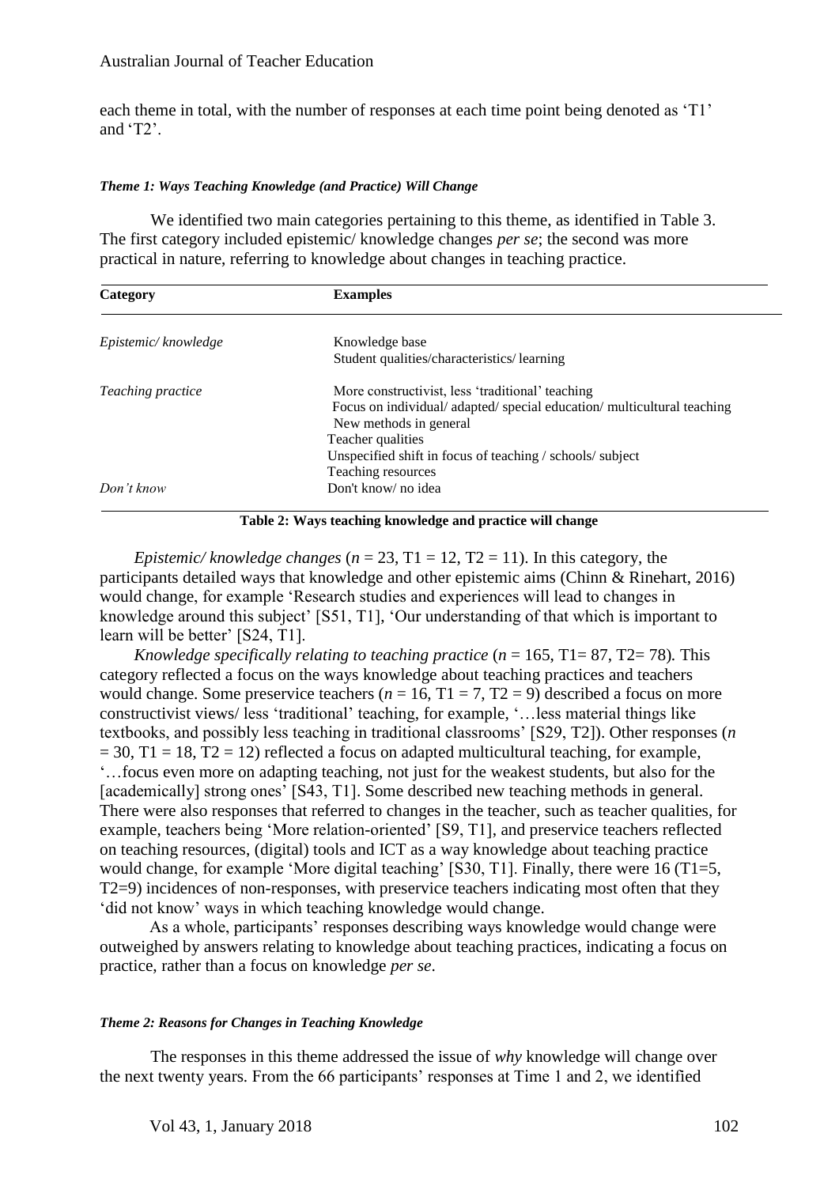each theme in total, with the number of responses at each time point being denoted as 'T1' and 'T2'.

#### *Theme 1: Ways Teaching Knowledge (and Practice) Will Change*

We identified two main categories pertaining to this theme, as identified in Table 3. The first category included epistemic/ knowledge changes *per se*; the second was more practical in nature, referring to knowledge about changes in teaching practice.

| Category | Examples |
|---|---|
| *Epistemic/ knowledge* | Knowledge base<br>Student qualities/characteristics/ learning |
| *Teaching practice* | More constructivist, less 'traditional' teaching<br>Focus on individual/ adapted/ special education/ multicultural teaching<br>New methods in general<br>Teacher qualities<br>Unspecified shift in focus of teaching / schools/ subject<br>Teaching resources |
| *Don't know* | Don't know/ no idea |

**Table 2: Ways teaching knowledge and practice will change**

*Epistemic/ knowledge changes* ($n$ = 23, T1 = 12, T2 = 11). In this category, the participants detailed ways that knowledge and other epistemic aims (Chinn & Rinehart, 2016) would change, for example 'Research studies and experiences will lead to changes in knowledge around this subject' [S51, T1], 'Our understanding of that which is important to learn will be better' [S24, T1].

*Knowledge specifically relating to teaching practice* ($n$ = 165, T1= 87, T2= 78). This category reflected a focus on the ways knowledge about teaching practices and teachers would change. Some preservice teachers ($n$ = 16, T1 = 7, T2 = 9) described a focus on more constructivist views/ less 'traditional' teaching, for example, '…less material things like textbooks, and possibly less teaching in traditional classrooms' [S29, T2]). Other responses ($n$ = 30, T1 = 18, T2 = 12) reflected a focus on adapted multicultural teaching, for example, '…focus even more on adapting teaching, not just for the weakest students, but also for the [academically] strong ones' [S43, T1]. Some described new teaching methods in general. There were also responses that referred to changes in the teacher, such as teacher qualities, for example, teachers being 'More relation-oriented' [S9, T1], and preservice teachers reflected on teaching resources, (digital) tools and ICT as a way knowledge about teaching practice would change, for example 'More digital teaching' [S30, T1]. Finally, there were 16 (T1=5, T2=9) incidences of non-responses, with preservice teachers indicating most often that they 'did not know' ways in which teaching knowledge would change.

As a whole, participants' responses describing ways knowledge would change were outweighed by answers relating to knowledge about teaching practices, indicating a focus on practice, rather than a focus on knowledge *per se*.

#### *Theme 2: Reasons for Changes in Teaching Knowledge*

The responses in this theme addressed the issue of *why* knowledge will change over the next twenty years. From the 66 participants' responses at Time 1 and 2, we identified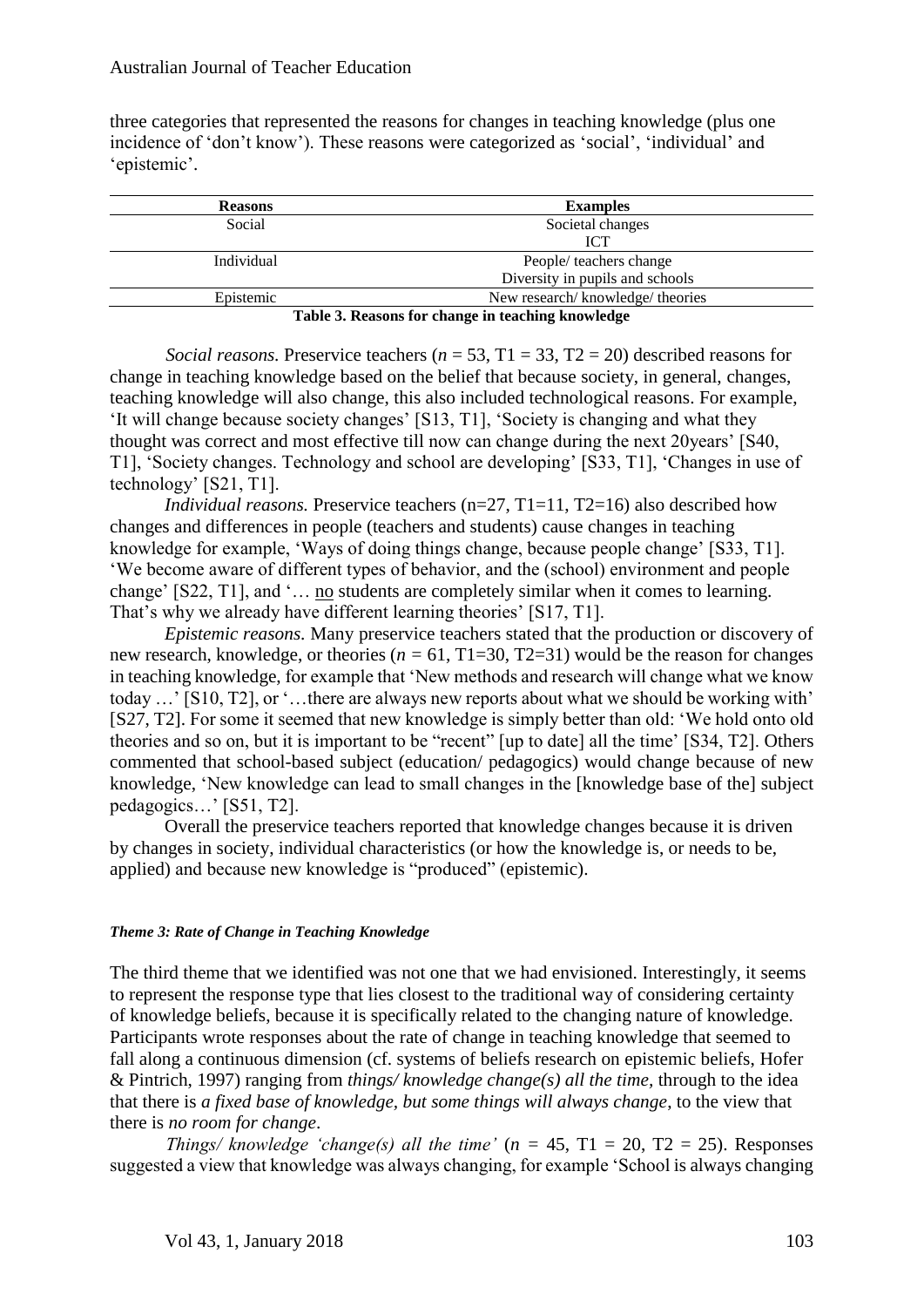three categories that represented the reasons for changes in teaching knowledge (plus one incidence of 'don't know'). These reasons were categorized as 'social', 'individual' and 'epistemic'.

| Reasons | Examples |
|---|---|
| Social | Societal changes |
| | ICT |
| Individual | People/ teachers change |
| | Diversity in pupils and schools |
| Epistemic | New research/ knowledge/ theories |

**Table 3. Reasons for change in teaching knowledge**

*Social reasons.* Preservice teachers ($n$ = 53, T1 = 33, T2 = 20) described reasons for change in teaching knowledge based on the belief that because society, in general, changes, teaching knowledge will also change, this also included technological reasons. For example, 'It will change because society changes' [S13, T1], 'Society is changing and what they thought was correct and most effective till now can change during the next 20years' [S40, T1], 'Society changes. Technology and school are developing' [S33, T1], 'Changes in use of technology' [S21, T1].

*Individual reasons.* Preservice teachers (n=27, T1=11, T2=16) also described how changes and differences in people (teachers and students) cause changes in teaching knowledge for example, 'Ways of doing things change, because people change' [S33, T1]. 'We become aware of different types of behavior, and the (school) environment and people change' [S22, T1], and '… no students are completely similar when it comes to learning. That's why we already have different learning theories' [S17, T1].

*Epistemic reasons.* Many preservice teachers stated that the production or discovery of new research, knowledge, or theories ($n$ = 61, T1=30, T2=31) would be the reason for changes in teaching knowledge, for example that 'New methods and research will change what we know today …' [S10, T2], or '…there are always new reports about what we should be working with' [S27, T2]. For some it seemed that new knowledge is simply better than old: 'We hold onto old theories and so on, but it is important to be "recent" [up to date] all the time' [S34, T2]. Others commented that school-based subject (education/ pedagogics) would change because of new knowledge, 'New knowledge can lead to small changes in the [knowledge base of the] subject pedagogics…' [S51, T2].

Overall the preservice teachers reported that knowledge changes because it is driven by changes in society, individual characteristics (or how the knowledge is, or needs to be, applied) and because new knowledge is "produced" (epistemic).

#### *Theme 3: Rate of Change in Teaching Knowledge*

The third theme that we identified was not one that we had envisioned. Interestingly, it seems to represent the response type that lies closest to the traditional way of considering certainty of knowledge beliefs, because it is specifically related to the changing nature of knowledge. Participants wrote responses about the rate of change in teaching knowledge that seemed to fall along a continuous dimension (cf. systems of beliefs research on epistemic beliefs, Hofer & Pintrich, 1997) ranging from *things/ knowledge change(s) all the time*, through to the idea that there is *a fixed base of knowledge, but some things will always change*, to the view that there is *no room for change*.

*Things/ knowledge 'change(s) all the time'* ($n$ = 45, T1 = 20, T2 = 25). Responses suggested a view that knowledge was always changing, for example 'School is always changing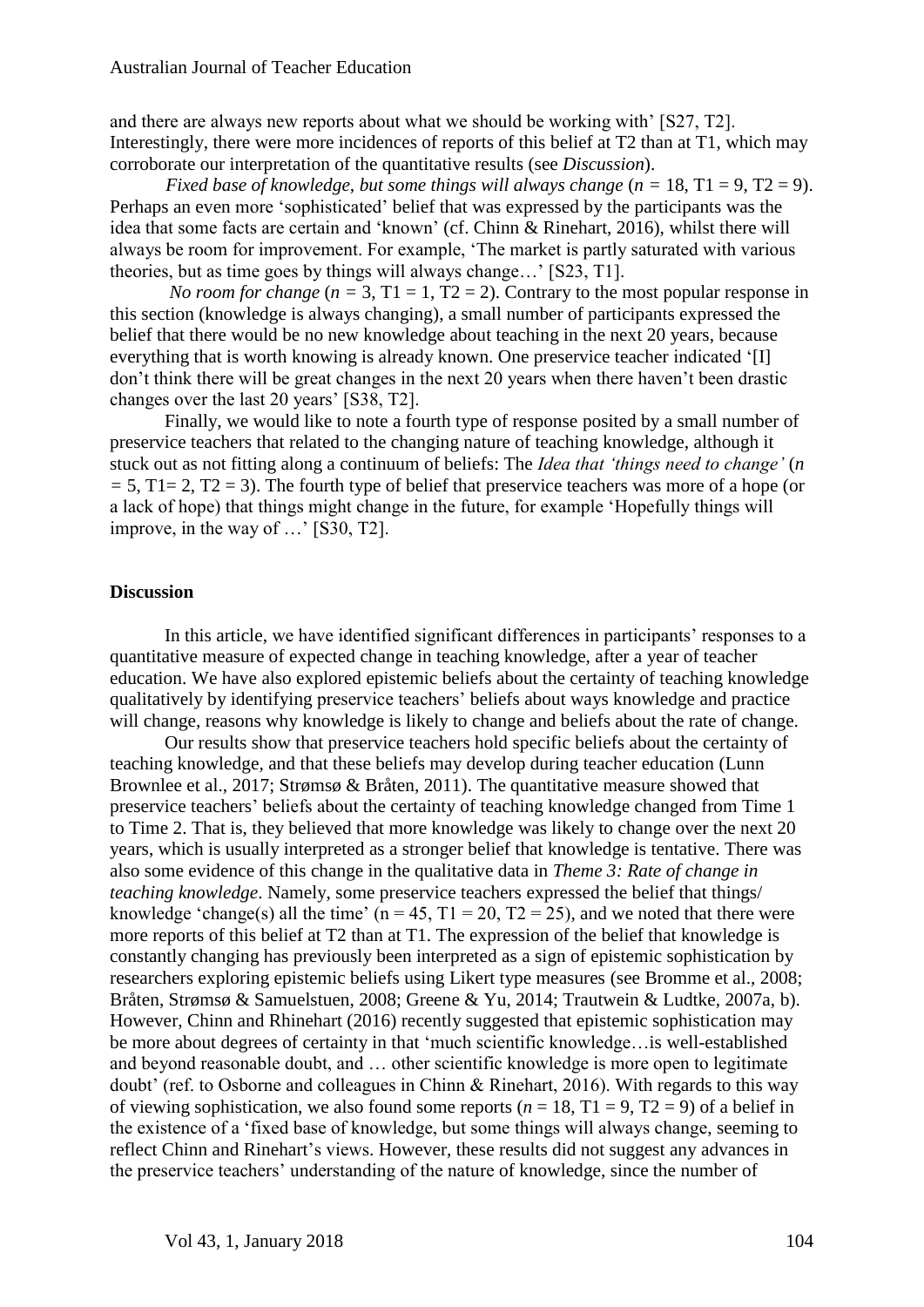and there are always new reports about what we should be working with' [S27, T2]. Interestingly, there were more incidences of reports of this belief at T2 than at T1, which may corroborate our interpretation of the quantitative results (see *Discussion*).

*Fixed base of knowledge, but some things will always change* ($n$ = 18, T1 = 9, T2 = 9). Perhaps an even more 'sophisticated' belief that was expressed by the participants was the idea that some facts are certain and 'known' (cf. Chinn & Rinehart, 2016), whilst there will always be room for improvement. For example, 'The market is partly saturated with various theories, but as time goes by things will always change…' [S23, T1].

*No room for change* ($n$ = 3, T1 = 1, T2 = 2). Contrary to the most popular response in this section (knowledge is always changing), a small number of participants expressed the belief that there would be no new knowledge about teaching in the next 20 years, because everything that is worth knowing is already known. One preservice teacher indicated '[I] don't think there will be great changes in the next 20 years when there haven't been drastic changes over the last 20 years' [S38, T2].

Finally, we would like to note a fourth type of response posited by a small number of preservice teachers that related to the changing nature of teaching knowledge, although it stuck out as not fitting along a continuum of beliefs: The *Idea that 'things need to change'* ($n$ = 5, T1= 2, T2 = 3). The fourth type of belief that preservice teachers was more of a hope (or a lack of hope) that things might change in the future, for example 'Hopefully things will improve, in the way of …' [S30, T2].

## Discussion

In this article, we have identified significant differences in participants' responses to a quantitative measure of expected change in teaching knowledge, after a year of teacher education. We have also explored epistemic beliefs about the certainty of teaching knowledge qualitatively by identifying preservice teachers' beliefs about ways knowledge and practice will change, reasons why knowledge is likely to change and beliefs about the rate of change.

Our results show that preservice teachers hold specific beliefs about the certainty of teaching knowledge, and that these beliefs may develop during teacher education (Lunn Brownlee et al., 2017; Strømsø & Bråten, 2011). The quantitative measure showed that preservice teachers' beliefs about the certainty of teaching knowledge changed from Time 1 to Time 2. That is, they believed that more knowledge was likely to change over the next 20 years, which is usually interpreted as a stronger belief that knowledge is tentative. There was also some evidence of this change in the qualitative data in *Theme 3: Rate of change in teaching knowledge*. Namely, some preservice teachers expressed the belief that things/ knowledge 'change(s) all the time' (n = 45, T1 = 20, T2 = 25), and we noted that there were more reports of this belief at T2 than at T1. The expression of the belief that knowledge is constantly changing has previously been interpreted as a sign of epistemic sophistication by researchers exploring epistemic beliefs using Likert type measures (see Bromme et al., 2008; Bråten, Strømsø & Samuelstuen, 2008; Greene & Yu, 2014; Trautwein & Ludtke, 2007a, b). However, Chinn and Rhinehart (2016) recently suggested that epistemic sophistication may be more about degrees of certainty in that 'much scientific knowledge…is well-established and beyond reasonable doubt, and … other scientific knowledge is more open to legitimate doubt' (ref. to Osborne and colleagues in Chinn & Rinehart, 2016). With regards to this way of viewing sophistication, we also found some reports ($n$ = 18, T1 = 9, T2 = 9) of a belief in the existence of a 'fixed base of knowledge, but some things will always change, seeming to reflect Chinn and Rinehart's views. However, these results did not suggest any advances in the preservice teachers' understanding of the nature of knowledge, since the number of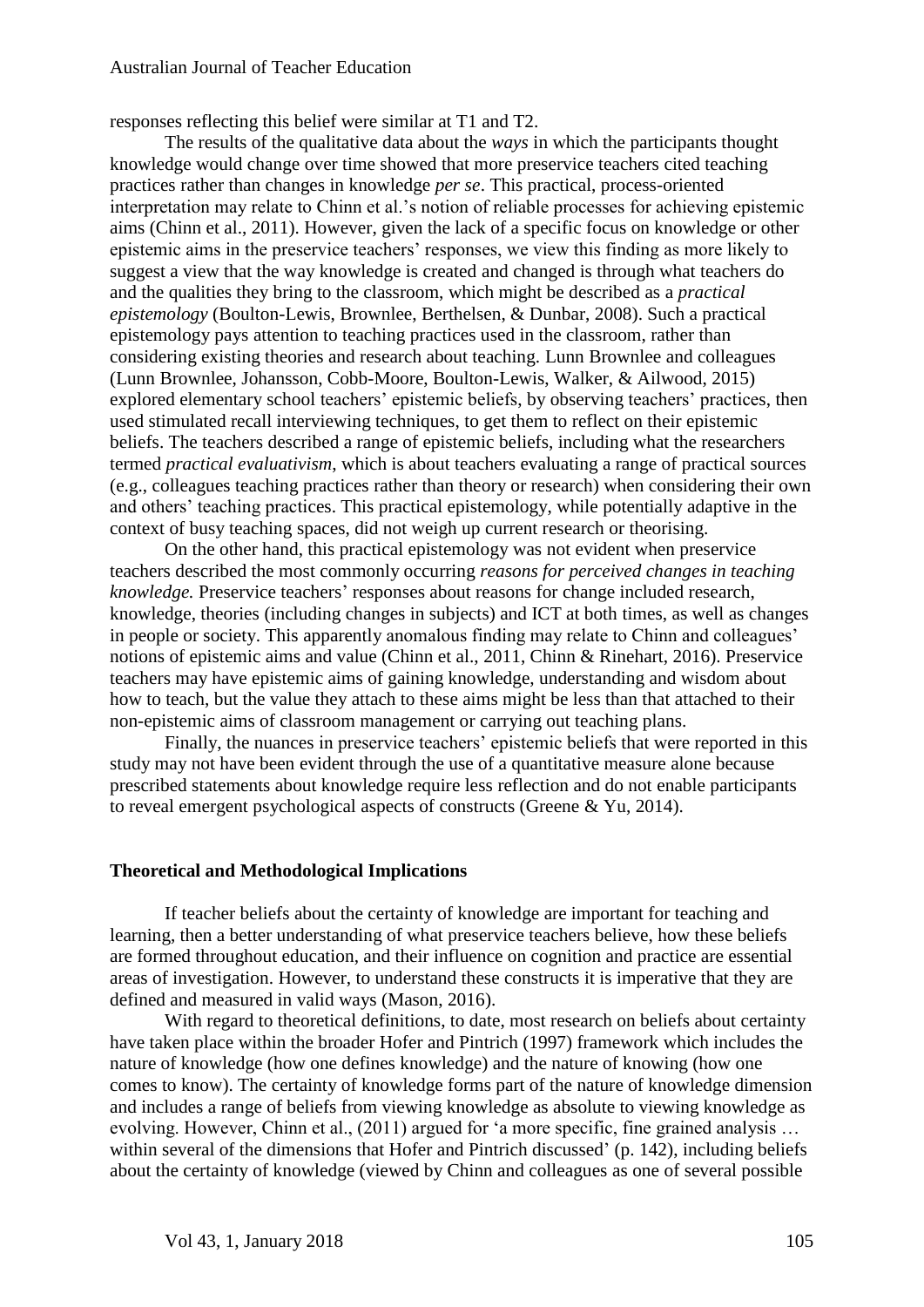responses reflecting this belief were similar at T1 and T2.

The results of the qualitative data about the *ways* in which the participants thought knowledge would change over time showed that more preservice teachers cited teaching practices rather than changes in knowledge *per se*. This practical, process-oriented interpretation may relate to Chinn et al.'s notion of reliable processes for achieving epistemic aims (Chinn et al., 2011). However, given the lack of a specific focus on knowledge or other epistemic aims in the preservice teachers' responses, we view this finding as more likely to suggest a view that the way knowledge is created and changed is through what teachers do and the qualities they bring to the classroom, which might be described as a *practical epistemology* (Boulton-Lewis, Brownlee, Berthelsen, & Dunbar, 2008). Such a practical epistemology pays attention to teaching practices used in the classroom, rather than considering existing theories and research about teaching. Lunn Brownlee and colleagues (Lunn Brownlee, Johansson, Cobb-Moore, Boulton-Lewis, Walker, & Ailwood, 2015) explored elementary school teachers' epistemic beliefs, by observing teachers' practices, then used stimulated recall interviewing techniques, to get them to reflect on their epistemic beliefs. The teachers described a range of epistemic beliefs, including what the researchers termed *practical evaluativism*, which is about teachers evaluating a range of practical sources (e.g., colleagues teaching practices rather than theory or research) when considering their own and others' teaching practices. This practical epistemology, while potentially adaptive in the context of busy teaching spaces, did not weigh up current research or theorising.

On the other hand, this practical epistemology was not evident when preservice teachers described the most commonly occurring *reasons for perceived changes in teaching knowledge.* Preservice teachers' responses about reasons for change included research, knowledge, theories (including changes in subjects) and ICT at both times, as well as changes in people or society. This apparently anomalous finding may relate to Chinn and colleagues' notions of epistemic aims and value (Chinn et al., 2011, Chinn & Rinehart, 2016). Preservice teachers may have epistemic aims of gaining knowledge, understanding and wisdom about how to teach, but the value they attach to these aims might be less than that attached to their non-epistemic aims of classroom management or carrying out teaching plans.

Finally, the nuances in preservice teachers' epistemic beliefs that were reported in this study may not have been evident through the use of a quantitative measure alone because prescribed statements about knowledge require less reflection and do not enable participants to reveal emergent psychological aspects of constructs (Greene & Yu, 2014).

### Theoretical and Methodological Implications

If teacher beliefs about the certainty of knowledge are important for teaching and learning, then a better understanding of what preservice teachers believe, how these beliefs are formed throughout education, and their influence on cognition and practice are essential areas of investigation. However, to understand these constructs it is imperative that they are defined and measured in valid ways (Mason, 2016).

With regard to theoretical definitions, to date, most research on beliefs about certainty have taken place within the broader Hofer and Pintrich (1997) framework which includes the nature of knowledge (how one defines knowledge) and the nature of knowing (how one comes to know). The certainty of knowledge forms part of the nature of knowledge dimension and includes a range of beliefs from viewing knowledge as absolute to viewing knowledge as evolving. However, Chinn et al., (2011) argued for 'a more specific, fine grained analysis … within several of the dimensions that Hofer and Pintrich discussed' (p. 142), including beliefs about the certainty of knowledge (viewed by Chinn and colleagues as one of several possible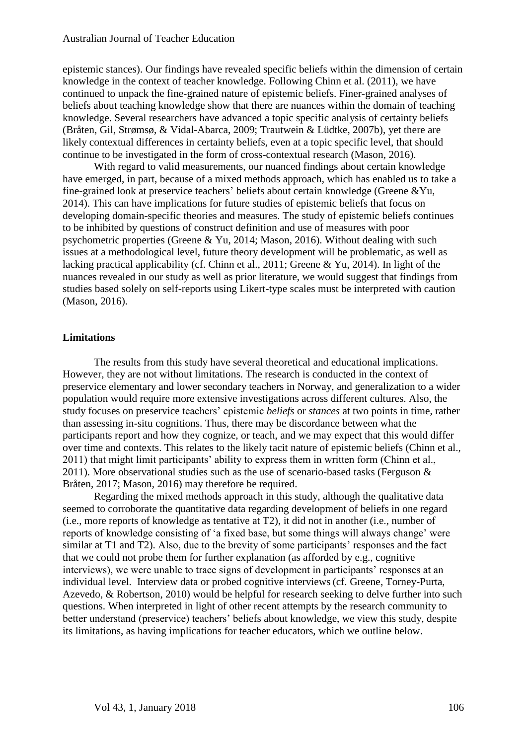epistemic stances). Our findings have revealed specific beliefs within the dimension of certain knowledge in the context of teacher knowledge. Following Chinn et al. (2011), we have continued to unpack the fine-grained nature of epistemic beliefs. Finer-grained analyses of beliefs about teaching knowledge show that there are nuances within the domain of teaching knowledge. Several researchers have advanced a topic specific analysis of certainty beliefs (Bråten, Gil, Strømsø, & Vidal-Abarca, 2009; Trautwein & Lüdtke, 2007b), yet there are likely contextual differences in certainty beliefs, even at a topic specific level, that should continue to be investigated in the form of cross-contextual research (Mason, 2016).

With regard to valid measurements, our nuanced findings about certain knowledge have emerged, in part, because of a mixed methods approach, which has enabled us to take a fine-grained look at preservice teachers' beliefs about certain knowledge (Greene &Yu, 2014). This can have implications for future studies of epistemic beliefs that focus on developing domain-specific theories and measures. The study of epistemic beliefs continues to be inhibited by questions of construct definition and use of measures with poor psychometric properties (Greene & Yu, 2014; Mason, 2016). Without dealing with such issues at a methodological level, future theory development will be problematic, as well as lacking practical applicability (cf. Chinn et al., 2011; Greene & Yu, 2014). In light of the nuances revealed in our study as well as prior literature, we would suggest that findings from studies based solely on self-reports using Likert-type scales must be interpreted with caution (Mason, 2016).

## Limitations

The results from this study have several theoretical and educational implications. However, they are not without limitations. The research is conducted in the context of preservice elementary and lower secondary teachers in Norway, and generalization to a wider population would require more extensive investigations across different cultures. Also, the study focuses on preservice teachers' epistemic *beliefs* or *stances* at two points in time, rather than assessing in-situ cognitions. Thus, there may be discordance between what the participants report and how they cognize, or teach, and we may expect that this would differ over time and contexts. This relates to the likely tacit nature of epistemic beliefs (Chinn et al., 2011) that might limit participants' ability to express them in written form (Chinn et al., 2011). More observational studies such as the use of scenario-based tasks (Ferguson & Bråten, 2017; Mason, 2016) may therefore be required.

Regarding the mixed methods approach in this study, although the qualitative data seemed to corroborate the quantitative data regarding development of beliefs in one regard (i.e., more reports of knowledge as tentative at T2), it did not in another (i.e., number of reports of knowledge consisting of 'a fixed base, but some things will always change' were similar at T1 and T2). Also, due to the brevity of some participants' responses and the fact that we could not probe them for further explanation (as afforded by e.g., cognitive interviews), we were unable to trace signs of development in participants' responses at an individual level. Interview data or probed cognitive interviews (cf. Greene, Torney-Purta, Azevedo, & Robertson, 2010) would be helpful for research seeking to delve further into such questions. When interpreted in light of other recent attempts by the research community to better understand (preservice) teachers' beliefs about knowledge, we view this study, despite its limitations, as having implications for teacher educators, which we outline below.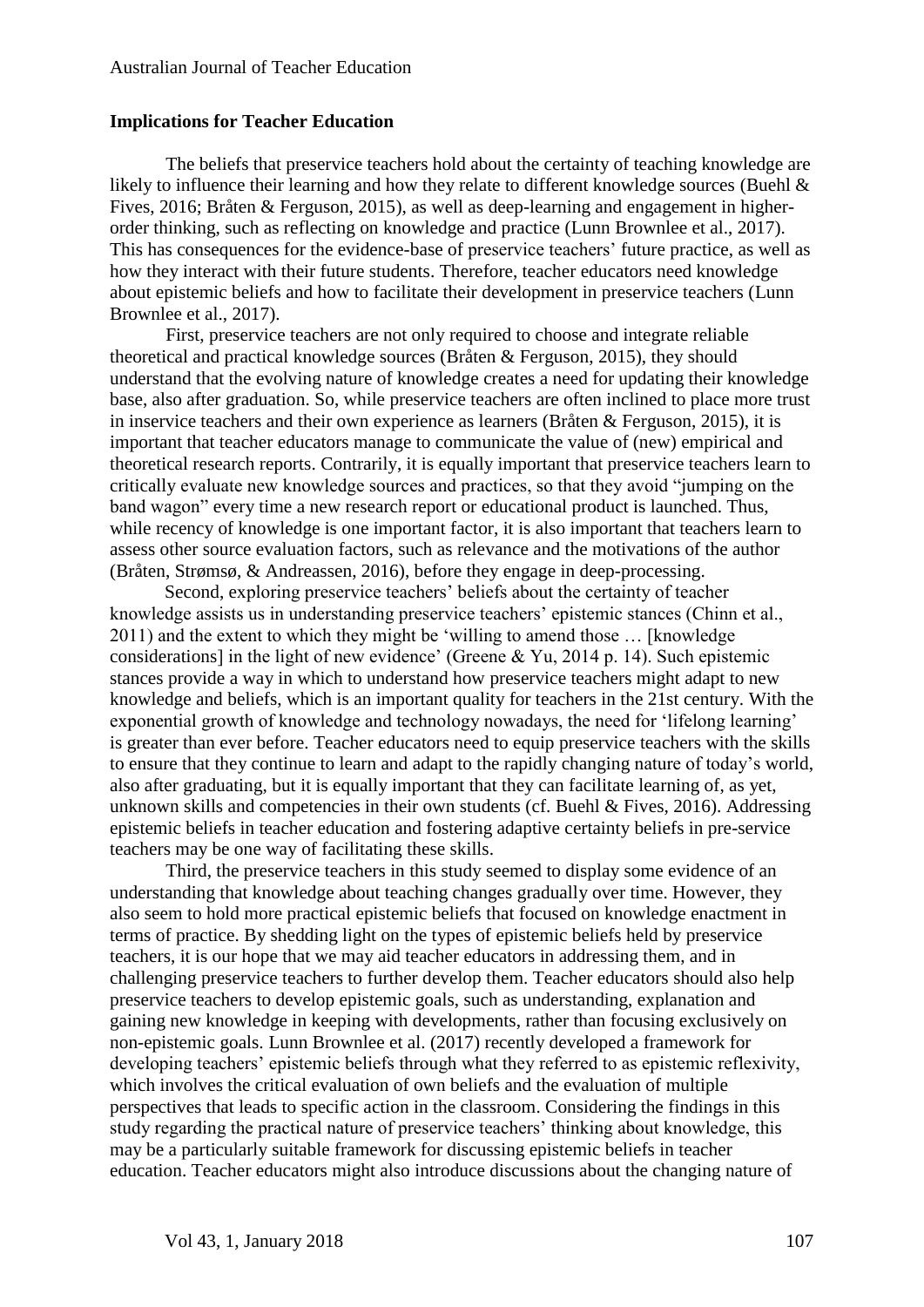## Implications for Teacher Education

The beliefs that preservice teachers hold about the certainty of teaching knowledge are likely to influence their learning and how they relate to different knowledge sources (Buehl & Fives, 2016; Bråten & Ferguson, 2015), as well as deep-learning and engagement in higher-order thinking, such as reflecting on knowledge and practice (Lunn Brownlee et al., 2017). This has consequences for the evidence-base of preservice teachers' future practice, as well as how they interact with their future students. Therefore, teacher educators need knowledge about epistemic beliefs and how to facilitate their development in preservice teachers (Lunn Brownlee et al., 2017).

First, preservice teachers are not only required to choose and integrate reliable theoretical and practical knowledge sources (Bråten & Ferguson, 2015), they should understand that the evolving nature of knowledge creates a need for updating their knowledge base, also after graduation. So, while preservice teachers are often inclined to place more trust in inservice teachers and their own experience as learners (Bråten & Ferguson, 2015), it is important that teacher educators manage to communicate the value of (new) empirical and theoretical research reports. Contrarily, it is equally important that preservice teachers learn to critically evaluate new knowledge sources and practices, so that they avoid "jumping on the band wagon" every time a new research report or educational product is launched. Thus, while recency of knowledge is one important factor, it is also important that teachers learn to assess other source evaluation factors, such as relevance and the motivations of the author (Bråten, Strømsø, & Andreassen, 2016), before they engage in deep-processing.

Second, exploring preservice teachers' beliefs about the certainty of teacher knowledge assists us in understanding preservice teachers' epistemic stances (Chinn et al., 2011) and the extent to which they might be 'willing to amend those … [knowledge considerations] in the light of new evidence' (Greene & Yu, 2014 p. 14). Such epistemic stances provide a way in which to understand how preservice teachers might adapt to new knowledge and beliefs, which is an important quality for teachers in the 21st century. With the exponential growth of knowledge and technology nowadays, the need for 'lifelong learning' is greater than ever before. Teacher educators need to equip preservice teachers with the skills to ensure that they continue to learn and adapt to the rapidly changing nature of today's world, also after graduating, but it is equally important that they can facilitate learning of, as yet, unknown skills and competencies in their own students (cf. Buehl & Fives, 2016). Addressing epistemic beliefs in teacher education and fostering adaptive certainty beliefs in pre-service teachers may be one way of facilitating these skills.

Third, the preservice teachers in this study seemed to display some evidence of an understanding that knowledge about teaching changes gradually over time. However, they also seem to hold more practical epistemic beliefs that focused on knowledge enactment in terms of practice. By shedding light on the types of epistemic beliefs held by preservice teachers, it is our hope that we may aid teacher educators in addressing them, and in challenging preservice teachers to further develop them. Teacher educators should also help preservice teachers to develop epistemic goals, such as understanding, explanation and gaining new knowledge in keeping with developments, rather than focusing exclusively on non-epistemic goals. Lunn Brownlee et al. (2017) recently developed a framework for developing teachers' epistemic beliefs through what they referred to as epistemic reflexivity, which involves the critical evaluation of own beliefs and the evaluation of multiple perspectives that leads to specific action in the classroom. Considering the findings in this study regarding the practical nature of preservice teachers' thinking about knowledge, this may be a particularly suitable framework for discussing epistemic beliefs in teacher education. Teacher educators might also introduce discussions about the changing nature of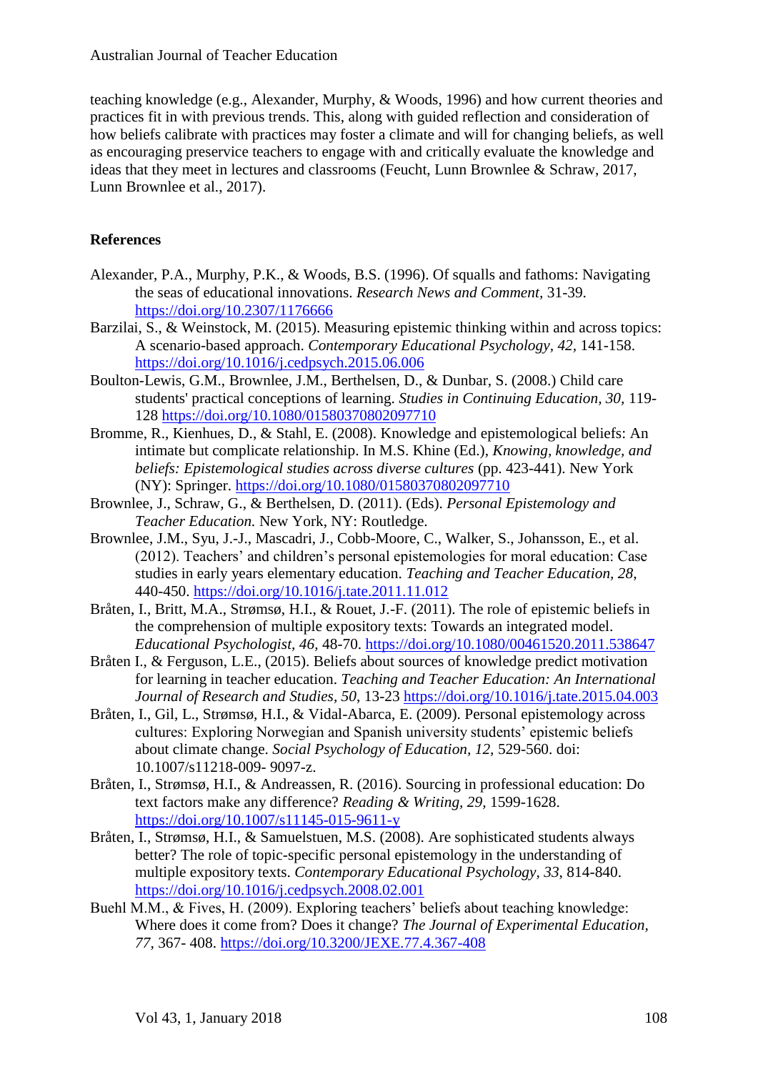teaching knowledge (e.g., Alexander, Murphy, & Woods, 1996) and how current theories and practices fit in with previous trends. This, along with guided reflection and consideration of how beliefs calibrate with practices may foster a climate and will for changing beliefs, as well as encouraging preservice teachers to engage with and critically evaluate the knowledge and ideas that they meet in lectures and classrooms (Feucht, Lunn Brownlee & Schraw, 2017, Lunn Brownlee et al., 2017).

## References

Alexander, P.A., Murphy, P.K., & Woods, B.S. (1996). Of squalls and fathoms: Navigating the seas of educational innovations. *Research News and Comment,* 31-39. https://doi.org/10.2307/1176666

Barzilai, S., & Weinstock, M. (2015). Measuring epistemic thinking within and across topics: A scenario-based approach. *Contemporary Educational Psychology, 42,* 141-158. https://doi.org/10.1016/j.cedpsych.2015.06.006

Boulton-Lewis, G.M., Brownlee, J.M., Berthelsen, D., & Dunbar, S. (2008.) Child care students' practical conceptions of learning. *Studies in Continuing Education, 30,* 119-128 https://doi.org/10.1080/01580370802097710

Bromme, R., Kienhues, D., & Stahl, E. (2008). Knowledge and epistemological beliefs: An intimate but complicate relationship. In M.S. Khine (Ed.), *Knowing, knowledge, and beliefs: Epistemological studies across diverse cultures* (pp. 423-441). New York (NY): Springer. https://doi.org/10.1080/01580370802097710

Brownlee, J., Schraw, G., & Berthelsen, D. (2011). (Eds). *Personal Epistemology and Teacher Education.* New York, NY: Routledge.

Brownlee, J.M., Syu, J.-J., Mascadri, J., Cobb-Moore, C., Walker, S., Johansson, E., et al. (2012). Teachers' and children's personal epistemologies for moral education: Case studies in early years elementary education. *Teaching and Teacher Education, 28,* 440-450. https://doi.org/10.1016/j.tate.2011.11.012

Bråten, I., Britt, M.A., Strømsø, H.I., & Rouet, J.-F. (2011). The role of epistemic beliefs in the comprehension of multiple expository texts: Towards an integrated model. *Educational Psychologist, 46,* 48-70. https://doi.org/10.1080/00461520.2011.538647

Bråten I., & Ferguson, L.E., (2015). Beliefs about sources of knowledge predict motivation for learning in teacher education. *Teaching and Teacher Education: An International Journal of Research and Studies, 50,* 13-23 https://doi.org/10.1016/j.tate.2015.04.003

Bråten, I., Gil, L., Strømsø, H.I., & Vidal-Abarca, E. (2009). Personal epistemology across cultures: Exploring Norwegian and Spanish university students' epistemic beliefs about climate change. *Social Psychology of Education, 12,* 529-560. doi: 10.1007/s11218-009- 9097-z.

Bråten, I., Strømsø, H.I., & Andreassen, R. (2016). Sourcing in professional education: Do text factors make any difference? *Reading & Writing, 29,* 1599-1628. https://doi.org/10.1007/s11145-015-9611-y

Bråten, I., Strømsø, H.I., & Samuelstuen, M.S. (2008). Are sophisticated students always better? The role of topic-specific personal epistemology in the understanding of multiple expository texts. *Contemporary Educational Psychology, 33,* 814-840. https://doi.org/10.1016/j.cedpsych.2008.02.001

Buehl M.M., & Fives, H. (2009). Exploring teachers' beliefs about teaching knowledge: Where does it come from? Does it change? *The Journal of Experimental Education, 77,* 367- 408. https://doi.org/10.3200/JEXE.77.4.367-408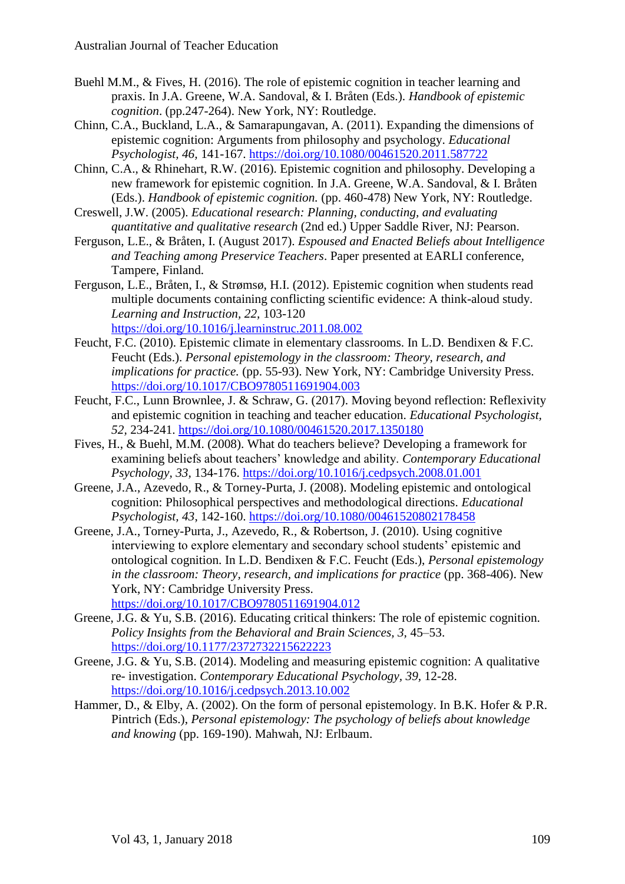Buehl M.M., & Fives, H. (2016). The role of epistemic cognition in teacher learning and praxis. In J.A. Greene, W.A. Sandoval, & I. Bråten (Eds.). *Handbook of epistemic cognition*. (pp.247-264). New York, NY: Routledge.

Chinn, C.A., Buckland, L.A., & Samarapungavan, A. (2011). Expanding the dimensions of epistemic cognition: Arguments from philosophy and psychology. *Educational Psychologist, 46,* 141-167. https://doi.org/10.1080/00461520.2011.587722

Chinn, C.A., & Rhinehart, R.W. (2016). Epistemic cognition and philosophy. Developing a new framework for epistemic cognition. In J.A. Greene, W.A. Sandoval, & I. Bråten (Eds.). *Handbook of epistemic cognition.* (pp. 460-478) New York, NY: Routledge.

Creswell, J.W. (2005). *Educational research: Planning, conducting, and evaluating quantitative and qualitative research* (2nd ed.) Upper Saddle River, NJ: Pearson.

Ferguson, L.E., & Bråten, I. (August 2017). *Espoused and Enacted Beliefs about Intelligence and Teaching among Preservice Teachers*. Paper presented at EARLI conference, Tampere, Finland.

Ferguson, L.E., Bråten, I., & Strømsø, H.I. (2012). Epistemic cognition when students read multiple documents containing conflicting scientific evidence: A think-aloud study. *Learning and Instruction, 22,* 103-120 https://doi.org/10.1016/j.learninstruc.2011.08.002

Feucht, F.C. (2010). Epistemic climate in elementary classrooms. In L.D. Bendixen & F.C. Feucht (Eds.). *Personal epistemology in the classroom: Theory, research, and implications for practice.* (pp. 55-93). New York, NY: Cambridge University Press. https://doi.org/10.1017/CBO9780511691904.003

Feucht, F.C., Lunn Brownlee, J. & Schraw, G. (2017). Moving beyond reflection: Reflexivity and epistemic cognition in teaching and teacher education. *Educational Psychologist, 52,* 234-241. https://doi.org/10.1080/00461520.2017.1350180

Fives, H., & Buehl, M.M. (2008). What do teachers believe? Developing a framework for examining beliefs about teachers' knowledge and ability. *Contemporary Educational Psychology, 33,* 134-176. https://doi.org/10.1016/j.cedpsych.2008.01.001

Greene, J.A., Azevedo, R., & Torney-Purta, J. (2008). Modeling epistemic and ontological cognition: Philosophical perspectives and methodological directions. *Educational Psychologist, 43*, 142-160. https://doi.org/10.1080/00461520802178458

Greene, J.A., Torney-Purta, J., Azevedo, R., & Robertson, J. (2010). Using cognitive interviewing to explore elementary and secondary school students' epistemic and ontological cognition. In L.D. Bendixen & F.C. Feucht (Eds.), *Personal epistemology in the classroom: Theory, research, and implications for practice* (pp. 368-406). New York, NY: Cambridge University Press. https://doi.org/10.1017/CBO9780511691904.012

Greene, J.G. & Yu, S.B. (2016). Educating critical thinkers: The role of epistemic cognition. *Policy Insights from the Behavioral and Brain Sciences, 3,* 45–53. https://doi.org/10.1177/2372732215622223

Greene, J.G. & Yu, S.B. (2014). Modeling and measuring epistemic cognition: A qualitative re- investigation. *Contemporary Educational Psychology, 39,* 12-28. https://doi.org/10.1016/j.cedpsych.2013.10.002

Hammer, D., & Elby, A. (2002). On the form of personal epistemology. In B.K. Hofer & P.R. Pintrich (Eds.), *Personal epistemology: The psychology of beliefs about knowledge and knowing* (pp. 169-190). Mahwah, NJ: Erlbaum.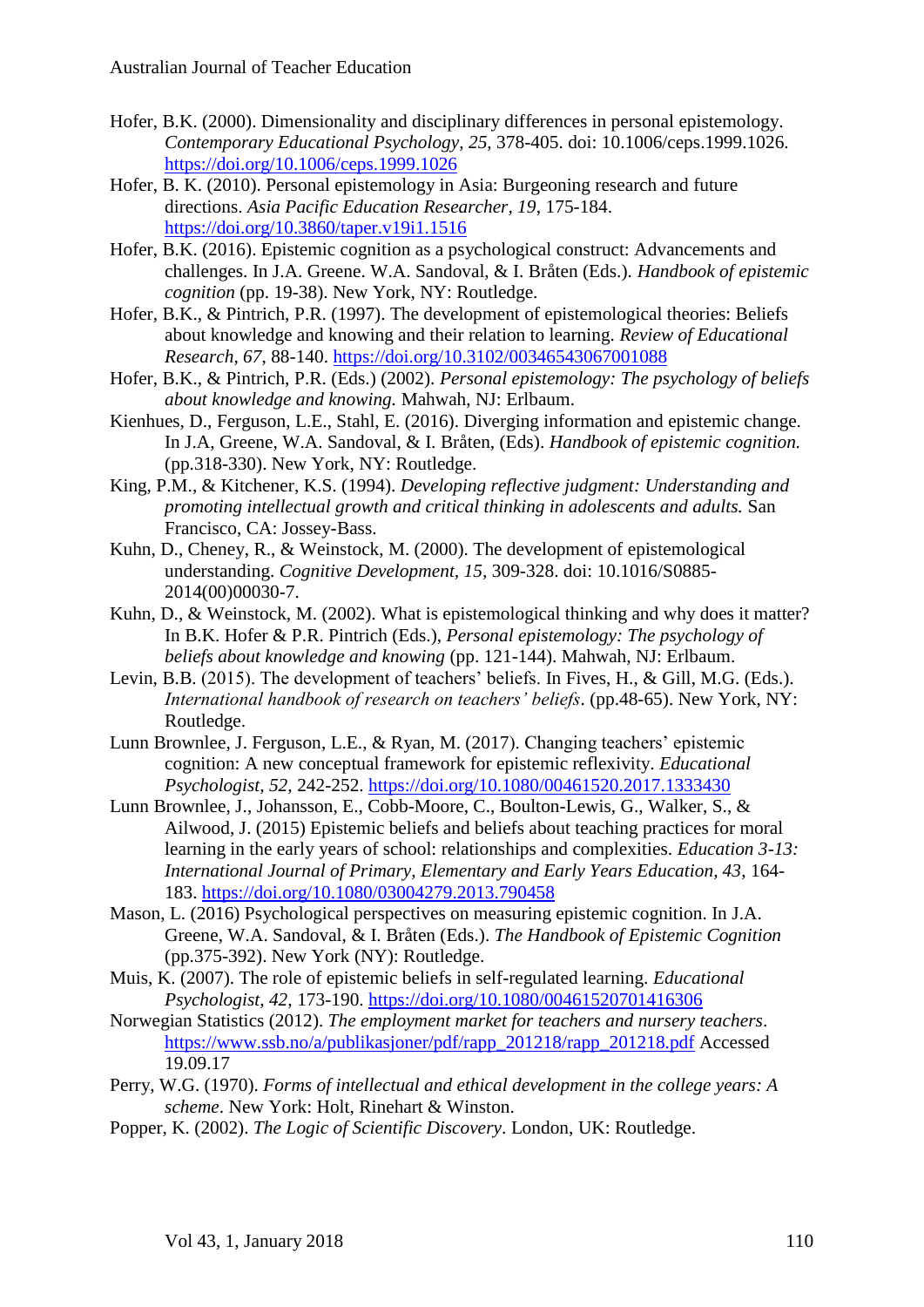Hofer, B.K. (2000). Dimensionality and disciplinary differences in personal epistemology. *Contemporary Educational Psychology, 25,* 378-405. doi: 10.1006/ceps.1999.1026. https://doi.org/10.1006/ceps.1999.1026

Hofer, B. K. (2010). Personal epistemology in Asia: Burgeoning research and future directions. *Asia Pacific Education Researcher, 19*, 175-184. https://doi.org/10.3860/taper.v19i1.1516

Hofer, B.K. (2016). Epistemic cognition as a psychological construct: Advancements and challenges. In J.A. Greene. W.A. Sandoval, & I. Bråten (Eds.). *Handbook of epistemic cognition* (pp. 19-38). New York, NY: Routledge.

Hofer, B.K., & Pintrich, P.R. (1997). The development of epistemological theories: Beliefs about knowledge and knowing and their relation to learning. *Review of Educational Research, 67*, 88-140. https://doi.org/10.3102/00346543067001088

Hofer, B.K., & Pintrich, P.R. (Eds.) (2002). *Personal epistemology: The psychology of beliefs about knowledge and knowing.* Mahwah, NJ: Erlbaum.

Kienhues, D., Ferguson, L.E., Stahl, E. (2016). Diverging information and epistemic change. In J.A, Greene, W.A. Sandoval, & I. Bråten, (Eds). *Handbook of epistemic cognition.* (pp.318-330). New York, NY: Routledge.

King, P.M., & Kitchener, K.S. (1994). *Developing reflective judgment: Understanding and promoting intellectual growth and critical thinking in adolescents and adults.* San Francisco, CA: Jossey-Bass.

Kuhn, D., Cheney, R., & Weinstock, M. (2000). The development of epistemological understanding. *Cognitive Development, 15,* 309-328. doi: 10.1016/S0885-2014(00)00030-7.

Kuhn, D., & Weinstock, M. (2002). What is epistemological thinking and why does it matter? In B.K. Hofer & P.R. Pintrich (Eds.), *Personal epistemology: The psychology of beliefs about knowledge and knowing* (pp. 121-144). Mahwah, NJ: Erlbaum.

Levin, B.B. (2015). The development of teachers' beliefs. In Fives, H., & Gill, M.G. (Eds.). *International handbook of research on teachers' beliefs*. (pp.48-65). New York, NY: Routledge.

Lunn Brownlee, J. Ferguson, L.E., & Ryan, M. (2017). Changing teachers' epistemic cognition: A new conceptual framework for epistemic reflexivity. *Educational Psychologist, 52,* 242-252. https://doi.org/10.1080/00461520.2017.1333430

Lunn Brownlee, J., Johansson, E., Cobb-Moore, C., Boulton-Lewis, G., Walker, S., & Ailwood, J. (2015) Epistemic beliefs and beliefs about teaching practices for moral learning in the early years of school: relationships and complexities. *Education 3-13: International Journal of Primary, Elementary and Early Years Education, 43,* 164-183. https://doi.org/10.1080/03004279.2013.790458

Mason, L. (2016) Psychological perspectives on measuring epistemic cognition. In J.A. Greene, W.A. Sandoval, & I. Bråten (Eds.). *The Handbook of Epistemic Cognition* (pp.375-392). New York (NY): Routledge.

Muis, K. (2007). The role of epistemic beliefs in self-regulated learning. *Educational Psychologist, 42,* 173-190. https://doi.org/10.1080/00461520701416306

Norwegian Statistics (2012). *The employment market for teachers and nursery teachers*. https://www.ssb.no/a/publikasjoner/pdf/rapp_201218/rapp_201218.pdf Accessed 19.09.17

Perry, W.G. (1970). *Forms of intellectual and ethical development in the college years: A scheme*. New York: Holt, Rinehart & Winston.

Popper, K. (2002). *The Logic of Scientific Discovery*. London, UK: Routledge.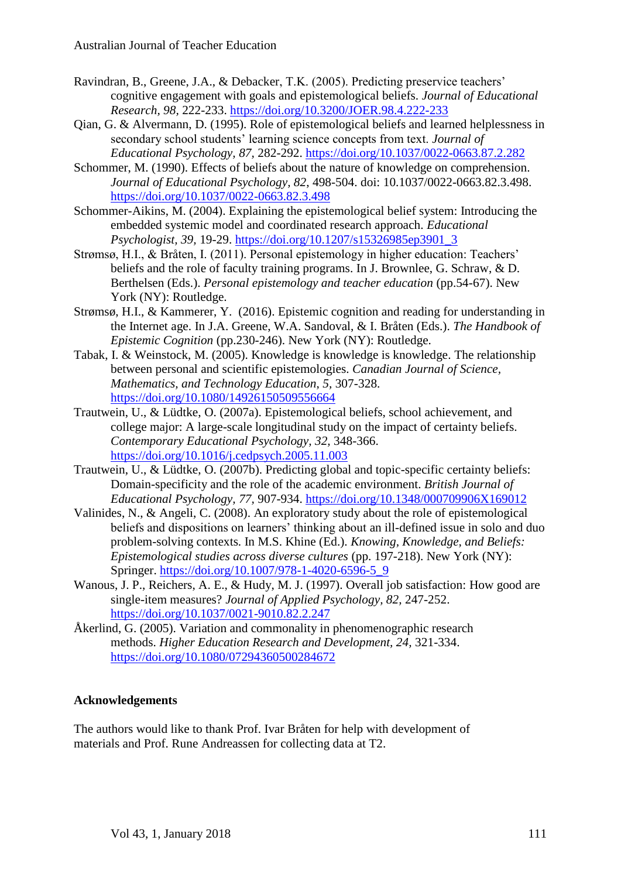Ravindran, B., Greene, J.A., & Debacker, T.K. (2005). Predicting preservice teachers' cognitive engagement with goals and epistemological beliefs. *Journal of Educational Research, 98,* 222-233. https://doi.org/10.3200/JOER.98.4.222-233

Qian, G. & Alvermann, D. (1995). Role of epistemological beliefs and learned helplessness in secondary school students' learning science concepts from text. *Journal of Educational Psychology, 87,* 282-292. https://doi.org/10.1037/0022-0663.87.2.282

Schommer, M. (1990). Effects of beliefs about the nature of knowledge on comprehension. *Journal of Educational Psychology, 82*, 498-504. doi: 10.1037/0022-0663.82.3.498. https://doi.org/10.1037/0022-0663.82.3.498

Schommer-Aikins, M. (2004). Explaining the epistemological belief system: Introducing the embedded systemic model and coordinated research approach. *Educational Psychologist, 39,* 19-29. https://doi.org/10.1207/s15326985ep3901_3

Strømsø, H.I., & Bråten, I. (2011). Personal epistemology in higher education: Teachers' beliefs and the role of faculty training programs. In J. Brownlee, G. Schraw, & D. Berthelsen (Eds.). *Personal epistemology and teacher education* (pp.54-67). New York (NY): Routledge.

Strømsø, H.I., & Kammerer, Y. (2016). Epistemic cognition and reading for understanding in the Internet age. In J.A. Greene, W.A. Sandoval, & I. Bråten (Eds.). *The Handbook of Epistemic Cognition* (pp.230-246). New York (NY): Routledge.

Tabak, I. & Weinstock, M. (2005). Knowledge is knowledge is knowledge. The relationship between personal and scientific epistemologies. *Canadian Journal of Science, Mathematics, and Technology Education, 5,* 307-328. https://doi.org/10.1080/14926150509556664

Trautwein, U., & Lüdtke, O. (2007a). Epistemological beliefs, school achievement, and college major: A large-scale longitudinal study on the impact of certainty beliefs. *Contemporary Educational Psychology, 32,* 348-366. https://doi.org/10.1016/j.cedpsych.2005.11.003

Trautwein, U., & Lüdtke, O. (2007b). Predicting global and topic-specific certainty beliefs: Domain-specificity and the role of the academic environment. *British Journal of Educational Psychology, 77,* 907-934. https://doi.org/10.1348/000709906X169012

Valinides, N., & Angeli, C. (2008). An exploratory study about the role of epistemological beliefs and dispositions on learners' thinking about an ill-defined issue in solo and duo problem-solving contexts. In M.S. Khine (Ed.). *Knowing, Knowledge, and Beliefs: Epistemological studies across diverse cultures* (pp. 197-218). New York (NY): Springer. https://doi.org/10.1007/978-1-4020-6596-5_9

Wanous, J. P., Reichers, A. E., & Hudy, M. J. (1997). Overall job satisfaction: How good are single-item measures? *Journal of Applied Psychology, 82,* 247-252. https://doi.org/10.1037/0021-9010.82.2.247

Åkerlind, G. (2005). Variation and commonality in phenomenographic research methods. *Higher Education Research and Development, 24,* 321-334. https://doi.org/10.1080/07294360500284672

**Acknowledgements**

The authors would like to thank Prof. Ivar Bråten for help with development of materials and Prof. Rune Andreassen for collecting data at T2.